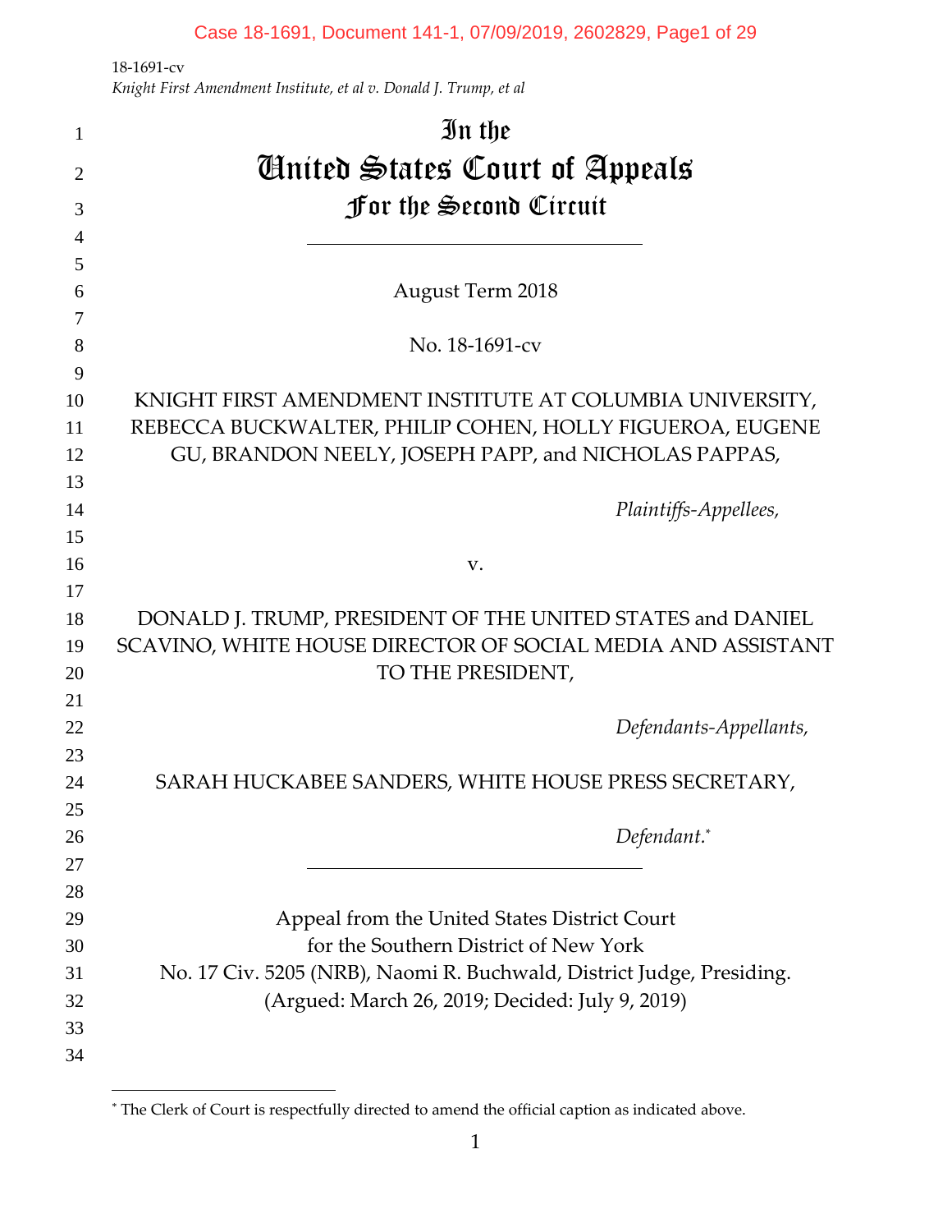18-1691-cv
*Knight First Amendment Institute, et al v. Donald J. Trump, et al*

# In the
# United States Court of Appeals
## For the Second Circuit

---

August Term 2018

No. 18-1691-cv

KNIGHT FIRST AMENDMENT INSTITUTE AT COLUMBIA UNIVERSITY, REBECCA BUCKWALTER, PHILIP COHEN, HOLLY FIGUEROA, EUGENE GU, BRANDON NEELY, JOSEPH PAPP, and NICHOLAS PAPPAS,

*Plaintiffs-Appellees,*

v.

DONALD J. TRUMP, PRESIDENT OF THE UNITED STATES and DANIEL SCAVINO, WHITE HOUSE DIRECTOR OF SOCIAL MEDIA AND ASSISTANT TO THE PRESIDENT,

*Defendants-Appellants,*

SARAH HUCKABEE SANDERS, WHITE HOUSE PRESS SECRETARY,

*Defendant.*[*]

---

Appeal from the United States District Court
for the Southern District of New York
No. 17 Civ. 5205 (NRB), Naomi R. Buchwald, District Judge, Presiding.
(Argued: March 26, 2019; Decided: July 9, 2019)

---

[*] The Clerk of Court is respectfully directed to amend the official caption as indicated above.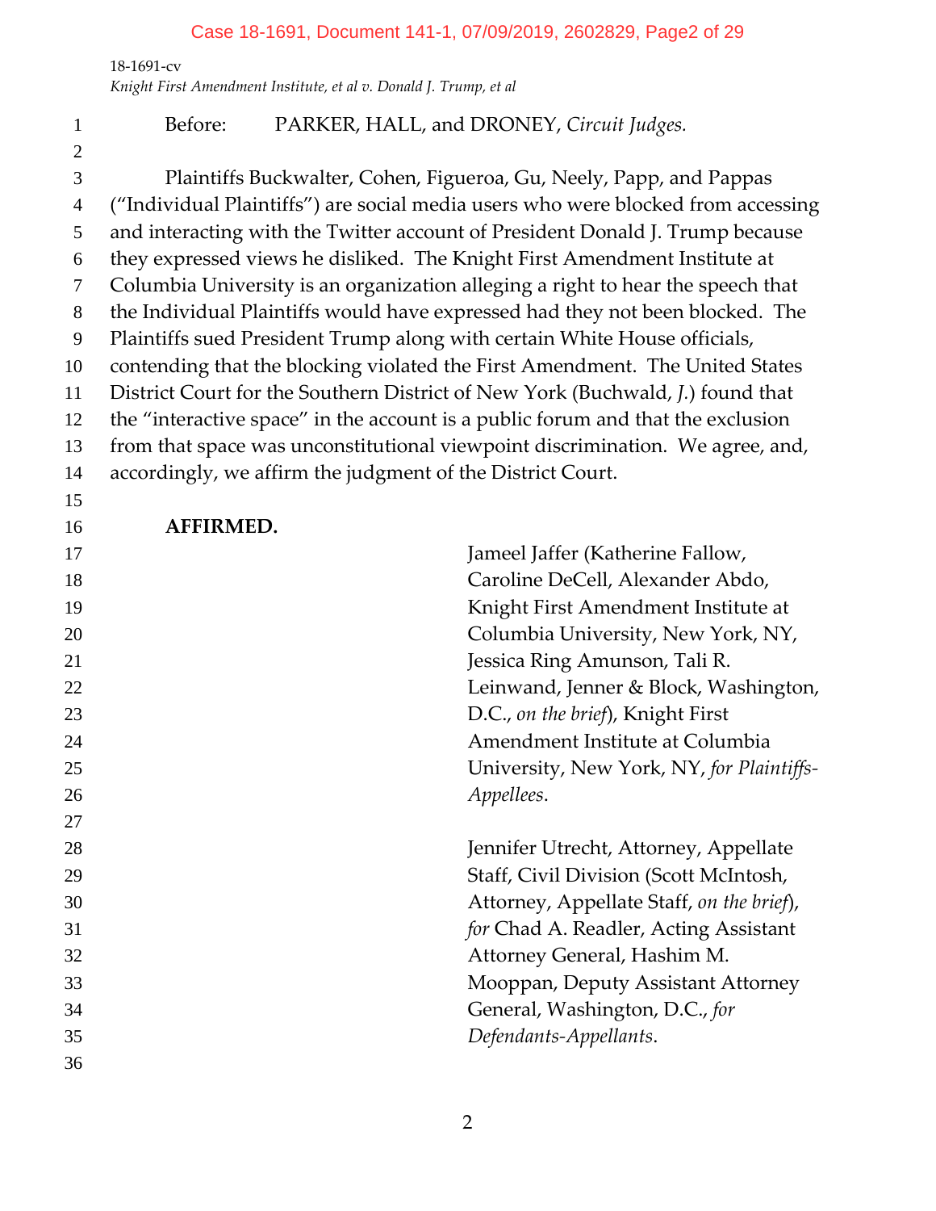Before: PARKER, HALL, and DRONEY, *Circuit Judges.*

Plaintiffs Buckwalter, Cohen, Figueroa, Gu, Neely, Papp, and Pappas ("Individual Plaintiffs") are social media users who were blocked from accessing and interacting with the Twitter account of President Donald J. Trump because they expressed views he disliked. The Knight First Amendment Institute at Columbia University is an organization alleging a right to hear the speech that the Individual Plaintiffs would have expressed had they not been blocked. The Plaintiffs sued President Trump along with certain White House officials, contending that the blocking violated the First Amendment. The United States District Court for the Southern District of New York (Buchwald, *J.*) found that the "interactive space" in the account is a public forum and that the exclusion from that space was unconstitutional viewpoint discrimination. We agree, and, accordingly, we affirm the judgment of the District Court.

**AFFIRMED.**

Jameel Jaffer (Katherine Fallow, Caroline DeCell, Alexander Abdo, Knight First Amendment Institute at Columbia University, New York, NY, Jessica Ring Amunson, Tali R. Leinwand, Jenner & Block, Washington, D.C., *on the brief*), Knight First Amendment Institute at Columbia University, New York, NY, *for Plaintiffs-Appellees*.

Jennifer Utrecht, Attorney, Appellate Staff, Civil Division (Scott McIntosh, Attorney, Appellate Staff, *on the brief*), *for* Chad A. Readler, Acting Assistant Attorney General, Hashim M. Mooppan, Deputy Assistant Attorney General, Washington, D.C., *for Defendants-Appellants*.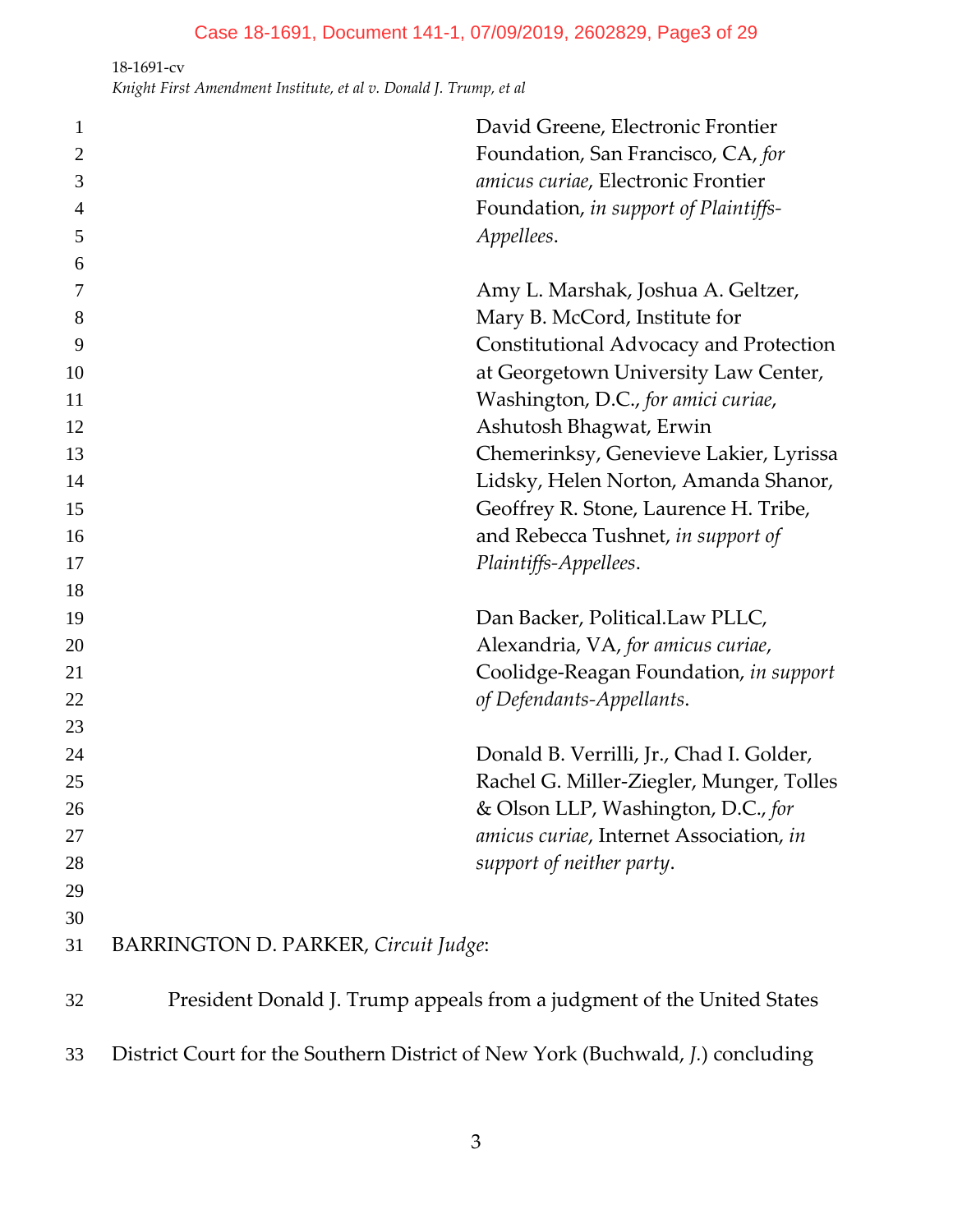David Greene, Electronic Frontier Foundation, San Francisco, CA, *for amicus curiae*, Electronic Frontier Foundation, *in support of Plaintiffs-Appellees*.

Amy L. Marshak, Joshua A. Geltzer, Mary B. McCord, Institute for Constitutional Advocacy and Protection at Georgetown University Law Center, Washington, D.C., *for amici curiae*, Ashutosh Bhagwat, Erwin Chemerinksy, Genevieve Lakier, Lyrissa Lidsky, Helen Norton, Amanda Shanor, Geoffrey R. Stone, Laurence H. Tribe, and Rebecca Tushnet, *in support of Plaintiffs-Appellees*.

Dan Backer, Political.Law PLLC, Alexandria, VA, *for amicus curiae*, Coolidge-Reagan Foundation, *in support of Defendants-Appellants*.

Donald B. Verrilli, Jr., Chad I. Golder, Rachel G. Miller-Ziegler, Munger, Tolles & Olson LLP, Washington, D.C., *for amicus curiae*, Internet Association, *in support of neither party*.

BARRINGTON D. PARKER, *Circuit Judge*:

President Donald J. Trump appeals from a judgment of the United States District Court for the Southern District of New York (Buchwald, *J.*) concluding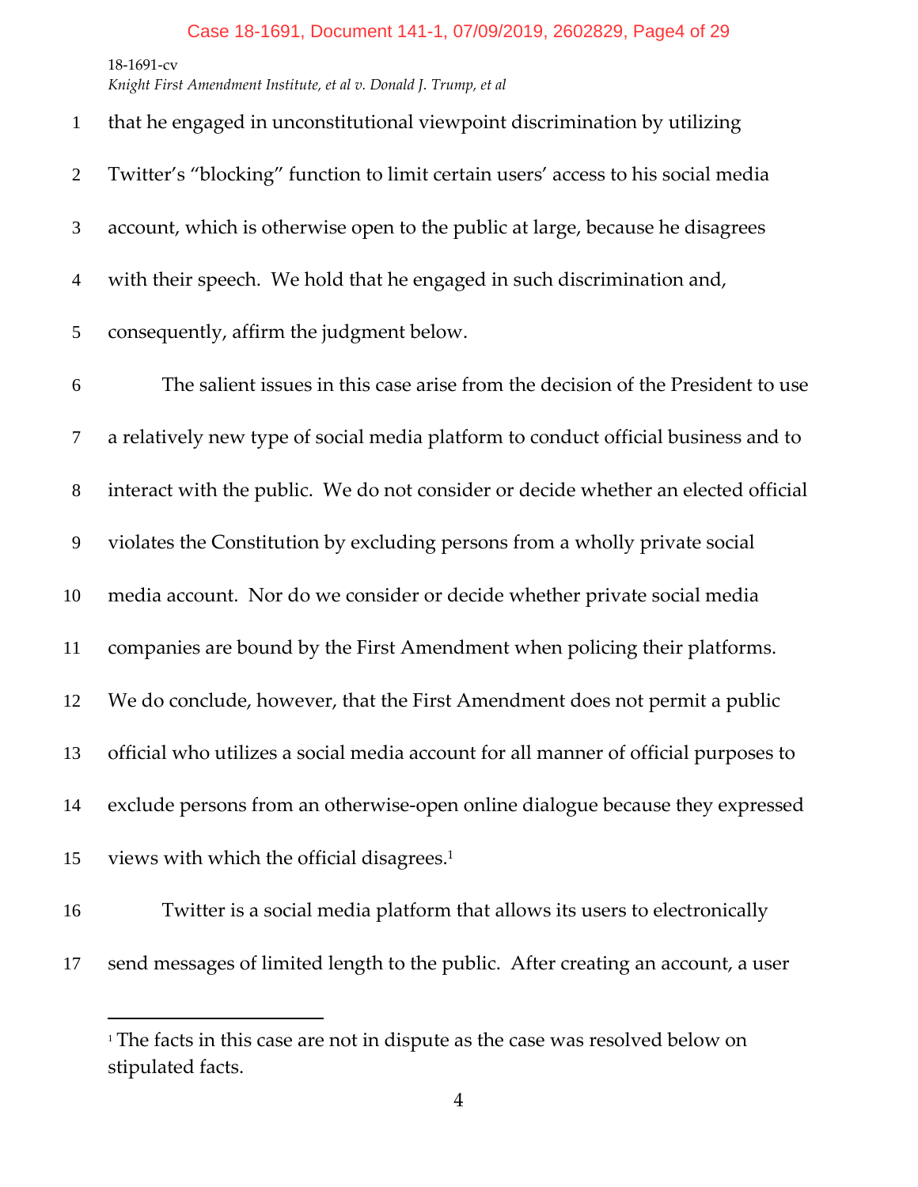that he engaged in unconstitutional viewpoint discrimination by utilizing Twitter's "blocking" function to limit certain users' access to his social media account, which is otherwise open to the public at large, because he disagrees with their speech. We hold that he engaged in such discrimination and, consequently, affirm the judgment below.

The salient issues in this case arise from the decision of the President to use a relatively new type of social media platform to conduct official business and to interact with the public. We do not consider or decide whether an elected official violates the Constitution by excluding persons from a wholly private social media account. Nor do we consider or decide whether private social media companies are bound by the First Amendment when policing their platforms. We do conclude, however, that the First Amendment does not permit a public official who utilizes a social media account for all manner of official purposes to exclude persons from an otherwise-open online dialogue because they expressed views with which the official disagrees.[1]

Twitter is a social media platform that allows its users to electronically send messages of limited length to the public. After creating an account, a user

---

[1] The facts in this case are not in dispute as the case was resolved below on stipulated facts.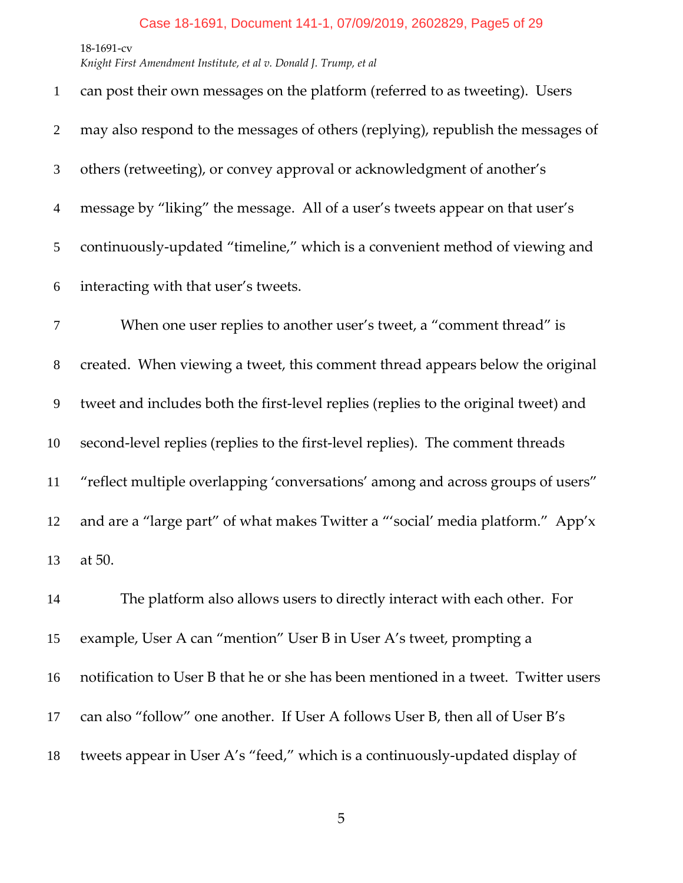can post their own messages on the platform (referred to as tweeting). Users may also respond to the messages of others (replying), republish the messages of others (retweeting), or convey approval or acknowledgment of another's message by "liking" the message. All of a user's tweets appear on that user's continuously-updated "timeline," which is a convenient method of viewing and interacting with that user's tweets.

When one user replies to another user's tweet, a "comment thread" is created. When viewing a tweet, this comment thread appears below the original tweet and includes both the first-level replies (replies to the original tweet) and second-level replies (replies to the first-level replies). The comment threads "reflect multiple overlapping 'conversations' among and across groups of users" and are a "large part" of what makes Twitter a "'social' media platform." App'x at 50.

The platform also allows users to directly interact with each other. For example, User A can "mention" User B in User A's tweet, prompting a notification to User B that he or she has been mentioned in a tweet. Twitter users can also "follow" one another. If User A follows User B, then all of User B's tweets appear in User A's "feed," which is a continuously-updated display of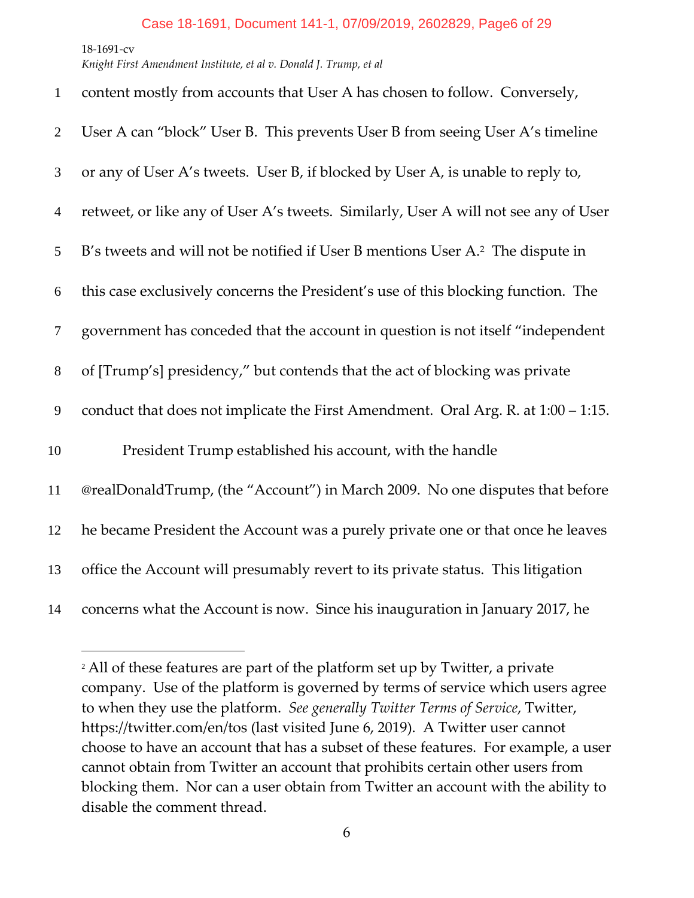content mostly from accounts that User A has chosen to follow. Conversely, User A can "block" User B. This prevents User B from seeing User A's timeline or any of User A's tweets. User B, if blocked by User A, is unable to reply to, retweet, or like any of User A's tweets. Similarly, User A will not see any of User B's tweets and will not be notified if User B mentions User A.[2] The dispute in this case exclusively concerns the President's use of this blocking function. The government has conceded that the account in question is not itself "independent of [Trump's] presidency," but contends that the act of blocking was private conduct that does not implicate the First Amendment. Oral Arg. R. at 1:00 – 1:15.

President Trump established his account, with the handle @realDonaldTrump, (the "Account") in March 2009. No one disputes that before he became President the Account was a purely private one or that once he leaves office the Account will presumably revert to its private status. This litigation concerns what the Account is now. Since his inauguration in January 2017, he

---

[2] All of these features are part of the platform set up by Twitter, a private company. Use of the platform is governed by terms of service which users agree to when they use the platform. *See generally Twitter Terms of Service*, Twitter, https://twitter.com/en/tos (last visited June 6, 2019). A Twitter user cannot choose to have an account that has a subset of these features. For example, a user cannot obtain from Twitter an account that prohibits certain other users from blocking them. Nor can a user obtain from Twitter an account with the ability to disable the comment thread.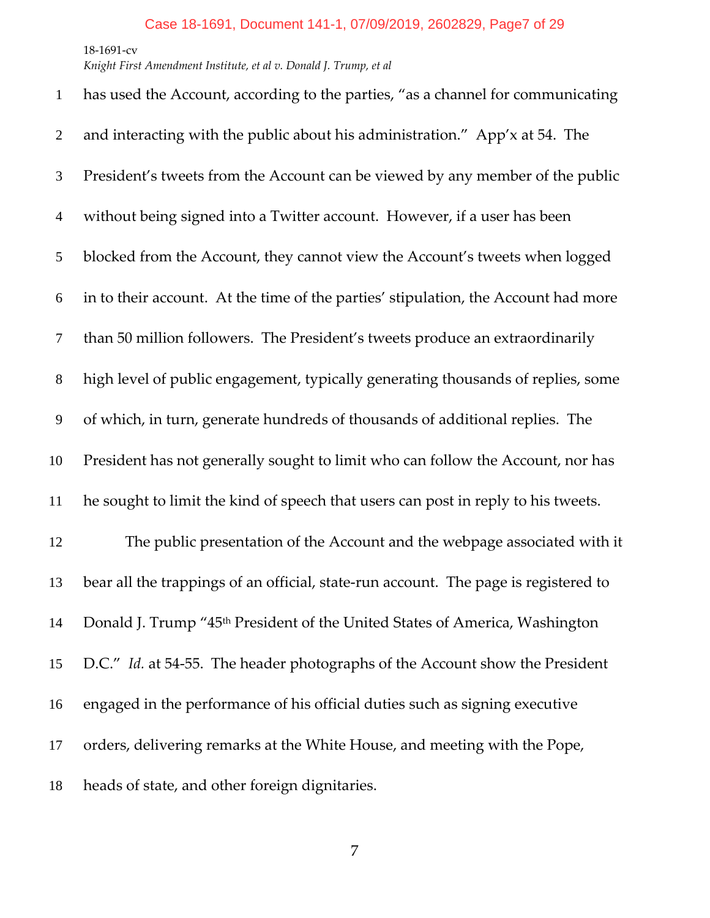has used the Account, according to the parties, "as a channel for communicating and interacting with the public about his administration." App'x at 54. The President's tweets from the Account can be viewed by any member of the public without being signed into a Twitter account. However, if a user has been blocked from the Account, they cannot view the Account's tweets when logged in to their account. At the time of the parties' stipulation, the Account had more than 50 million followers. The President's tweets produce an extraordinarily high level of public engagement, typically generating thousands of replies, some of which, in turn, generate hundreds of thousands of additional replies. The President has not generally sought to limit who can follow the Account, nor has he sought to limit the kind of speech that users can post in reply to his tweets.

The public presentation of the Account and the webpage associated with it bear all the trappings of an official, state-run account. The page is registered to Donald J. Trump "45th President of the United States of America, Washington D.C." *Id.* at 54-55. The header photographs of the Account show the President engaged in the performance of his official duties such as signing executive orders, delivering remarks at the White House, and meeting with the Pope, heads of state, and other foreign dignitaries.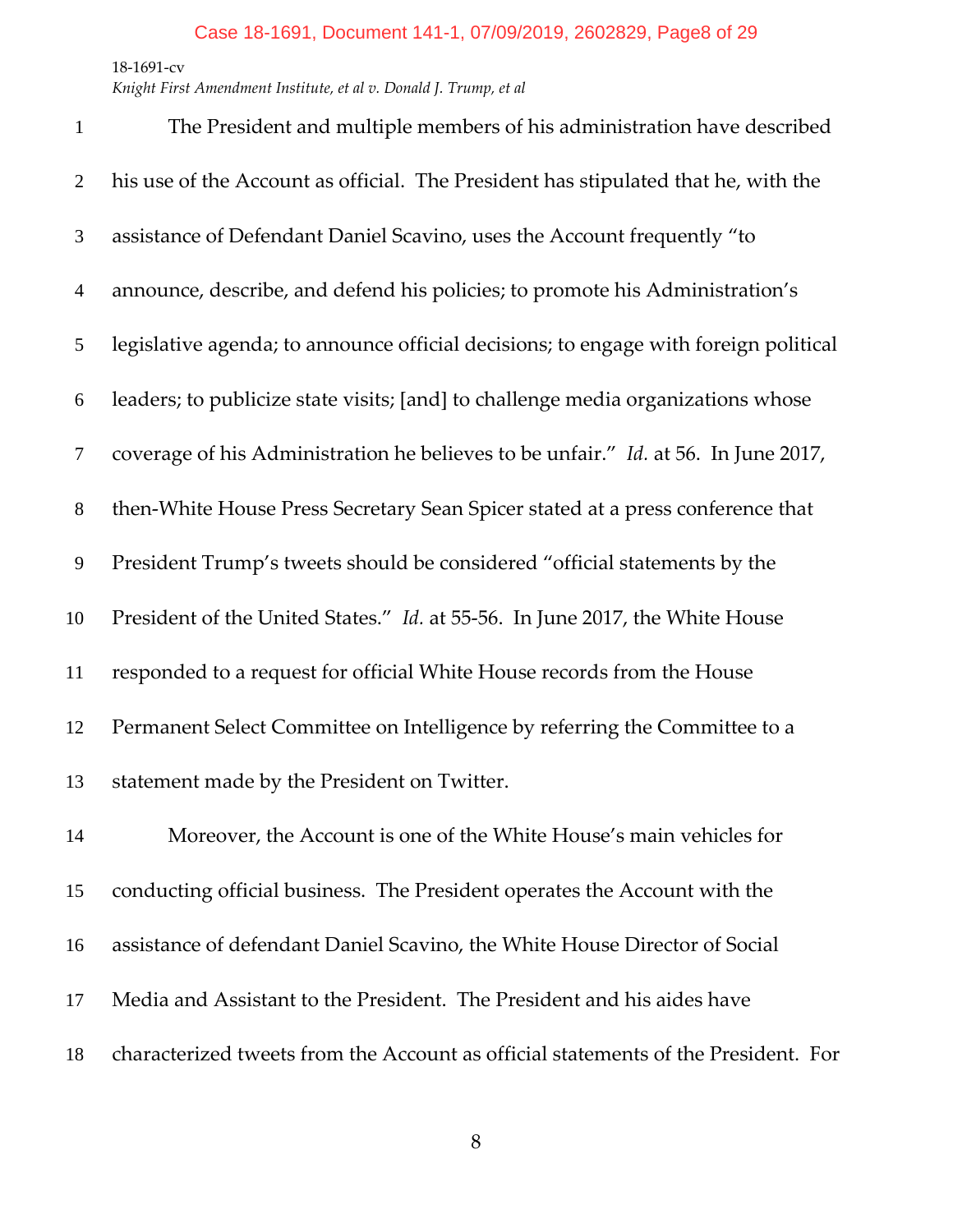The President and multiple members of his administration have described his use of the Account as official. The President has stipulated that he, with the assistance of Defendant Daniel Scavino, uses the Account frequently "to announce, describe, and defend his policies; to promote his Administration's legislative agenda; to announce official decisions; to engage with foreign political leaders; to publicize state visits; [and] to challenge media organizations whose coverage of his Administration he believes to be unfair." *Id.* at 56. In June 2017, then-White House Press Secretary Sean Spicer stated at a press conference that President Trump's tweets should be considered "official statements by the President of the United States." *Id.* at 55-56. In June 2017, the White House responded to a request for official White House records from the House Permanent Select Committee on Intelligence by referring the Committee to a statement made by the President on Twitter.

Moreover, the Account is one of the White House's main vehicles for conducting official business. The President operates the Account with the assistance of defendant Daniel Scavino, the White House Director of Social Media and Assistant to the President. The President and his aides have characterized tweets from the Account as official statements of the President. For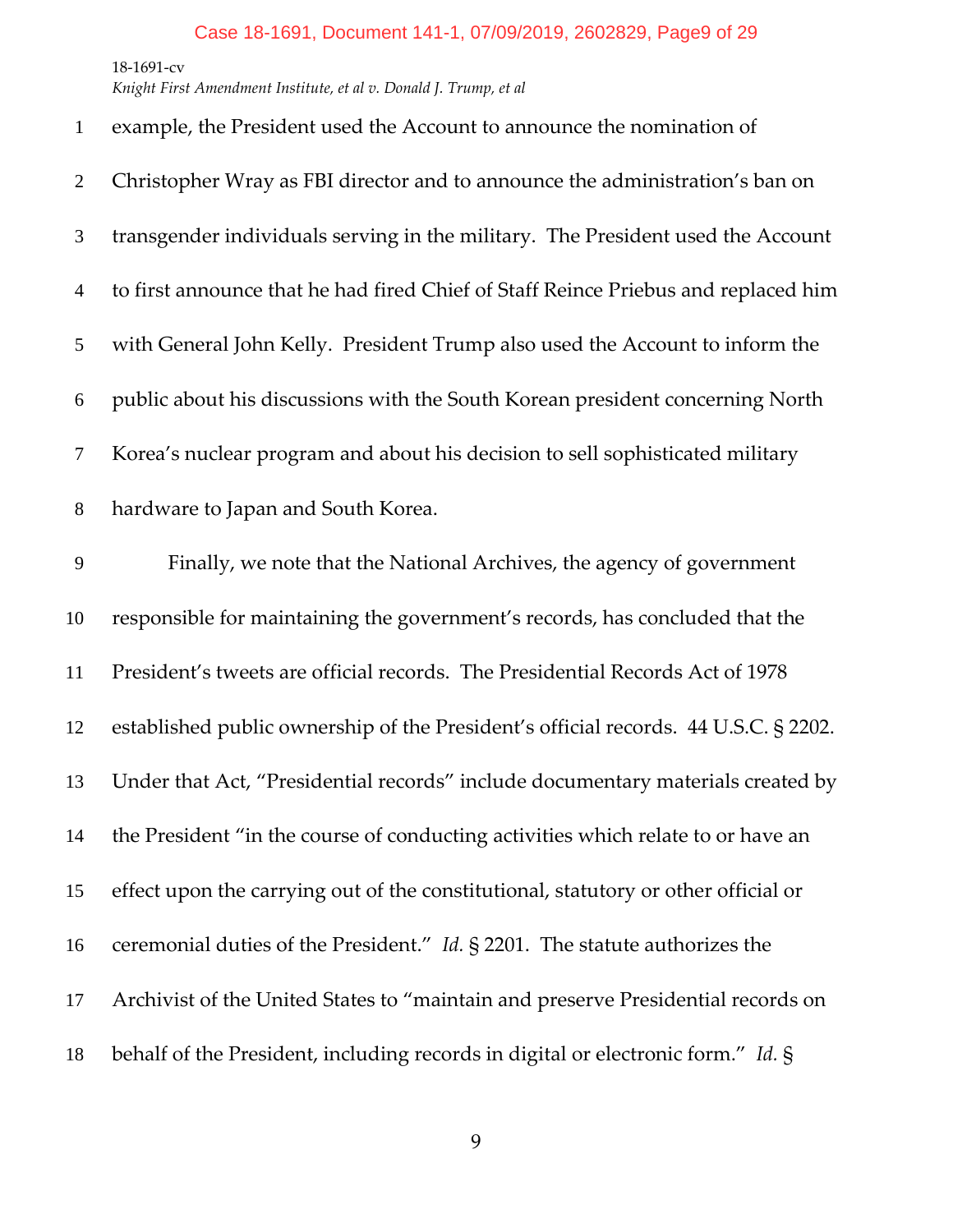example, the President used the Account to announce the nomination of Christopher Wray as FBI director and to announce the administration's ban on transgender individuals serving in the military. The President used the Account to first announce that he had fired Chief of Staff Reince Priebus and replaced him with General John Kelly. President Trump also used the Account to inform the public about his discussions with the South Korean president concerning North Korea's nuclear program and about his decision to sell sophisticated military hardware to Japan and South Korea.

Finally, we note that the National Archives, the agency of government responsible for maintaining the government's records, has concluded that the President's tweets are official records. The Presidential Records Act of 1978 established public ownership of the President's official records. 44 U.S.C. § 2202. Under that Act, "Presidential records" include documentary materials created by the President "in the course of conducting activities which relate to or have an effect upon the carrying out of the constitutional, statutory or other official or ceremonial duties of the President." *Id.* § 2201. The statute authorizes the Archivist of the United States to "maintain and preserve Presidential records on behalf of the President, including records in digital or electronic form." *Id.* §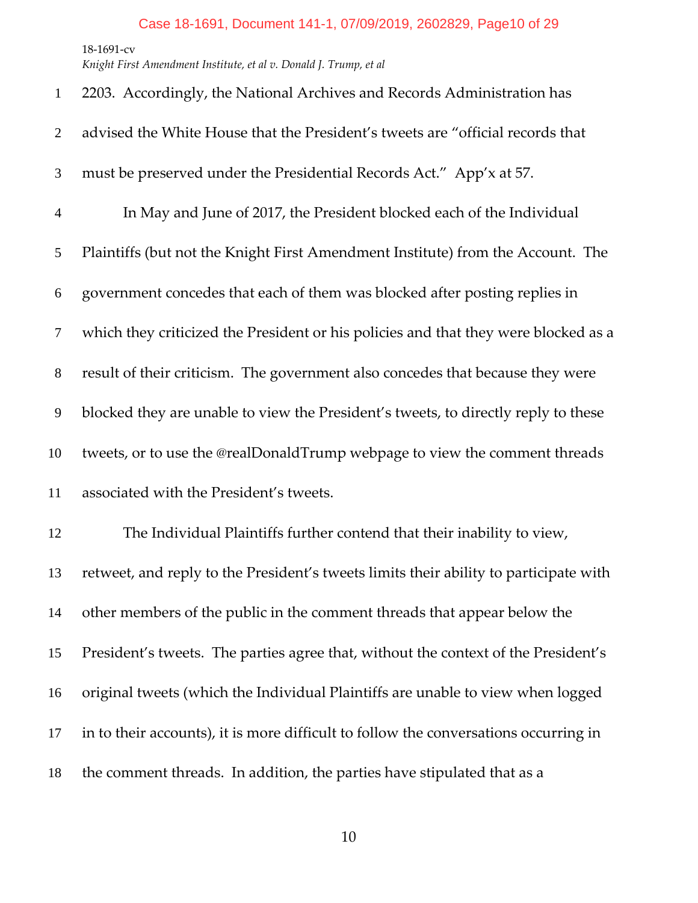2203. Accordingly, the National Archives and Records Administration has advised the White House that the President's tweets are "official records that must be preserved under the Presidential Records Act." App'x at 57.

In May and June of 2017, the President blocked each of the Individual Plaintiffs (but not the Knight First Amendment Institute) from the Account. The government concedes that each of them was blocked after posting replies in which they criticized the President or his policies and that they were blocked as a result of their criticism. The government also concedes that because they were blocked they are unable to view the President's tweets, to directly reply to these tweets, or to use the @realDonaldTrump webpage to view the comment threads associated with the President's tweets.

The Individual Plaintiffs further contend that their inability to view, retweet, and reply to the President's tweets limits their ability to participate with other members of the public in the comment threads that appear below the President's tweets. The parties agree that, without the context of the President's original tweets (which the Individual Plaintiffs are unable to view when logged in to their accounts), it is more difficult to follow the conversations occurring in the comment threads. In addition, the parties have stipulated that as a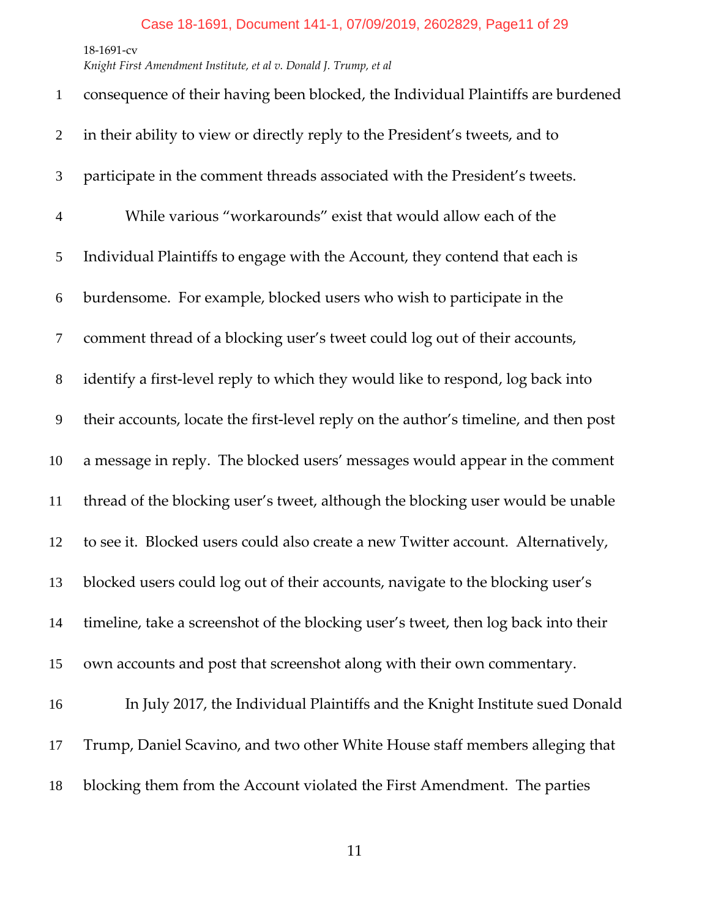consequence of their having been blocked, the Individual Plaintiffs are burdened in their ability to view or directly reply to the President's tweets, and to participate in the comment threads associated with the President's tweets.

While various "workarounds" exist that would allow each of the Individual Plaintiffs to engage with the Account, they contend that each is burdensome. For example, blocked users who wish to participate in the comment thread of a blocking user's tweet could log out of their accounts, identify a first-level reply to which they would like to respond, log back into their accounts, locate the first-level reply on the author's timeline, and then post a message in reply. The blocked users' messages would appear in the comment thread of the blocking user's tweet, although the blocking user would be unable to see it. Blocked users could also create a new Twitter account. Alternatively, blocked users could log out of their accounts, navigate to the blocking user's timeline, take a screenshot of the blocking user's tweet, then log back into their own accounts and post that screenshot along with their own commentary.

In July 2017, the Individual Plaintiffs and the Knight Institute sued Donald Trump, Daniel Scavino, and two other White House staff members alleging that blocking them from the Account violated the First Amendment. The parties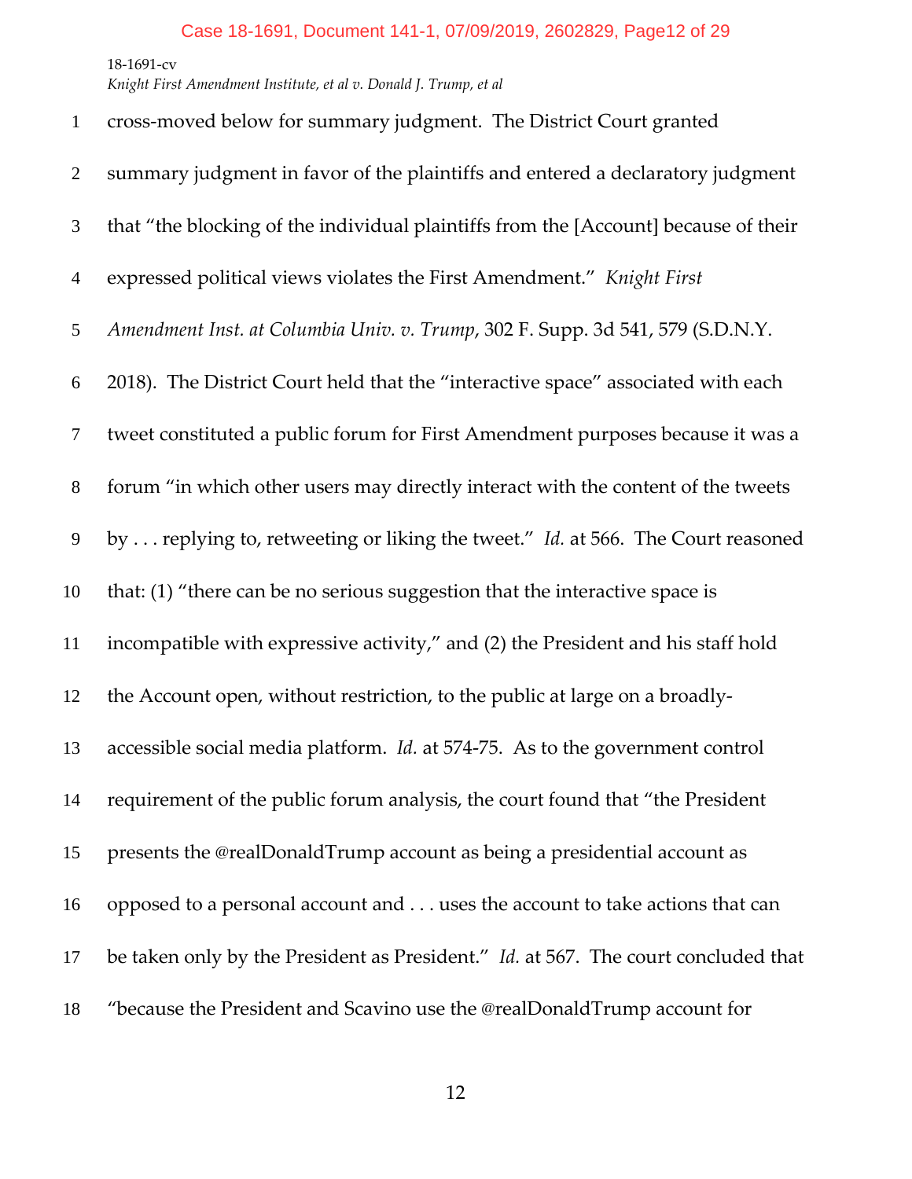cross-moved below for summary judgment. The District Court granted summary judgment in favor of the plaintiffs and entered a declaratory judgment that "the blocking of the individual plaintiffs from the [Account] because of their expressed political views violates the First Amendment." *Knight First Amendment Inst. at Columbia Univ. v. Trump*, 302 F. Supp. 3d 541, 579 (S.D.N.Y. 2018). The District Court held that the "interactive space" associated with each tweet constituted a public forum for First Amendment purposes because it was a forum "in which other users may directly interact with the content of the tweets by . . . replying to, retweeting or liking the tweet." *Id.* at 566. The Court reasoned that: (1) "there can be no serious suggestion that the interactive space is incompatible with expressive activity," and (2) the President and his staff hold the Account open, without restriction, to the public at large on a broadly-accessible social media platform. *Id.* at 574-75. As to the government control requirement of the public forum analysis, the court found that "the President presents the @realDonaldTrump account as being a presidential account as opposed to a personal account and . . . uses the account to take actions that can be taken only by the President as President." *Id.* at 567. The court concluded that "because the President and Scavino use the @realDonaldTrump account for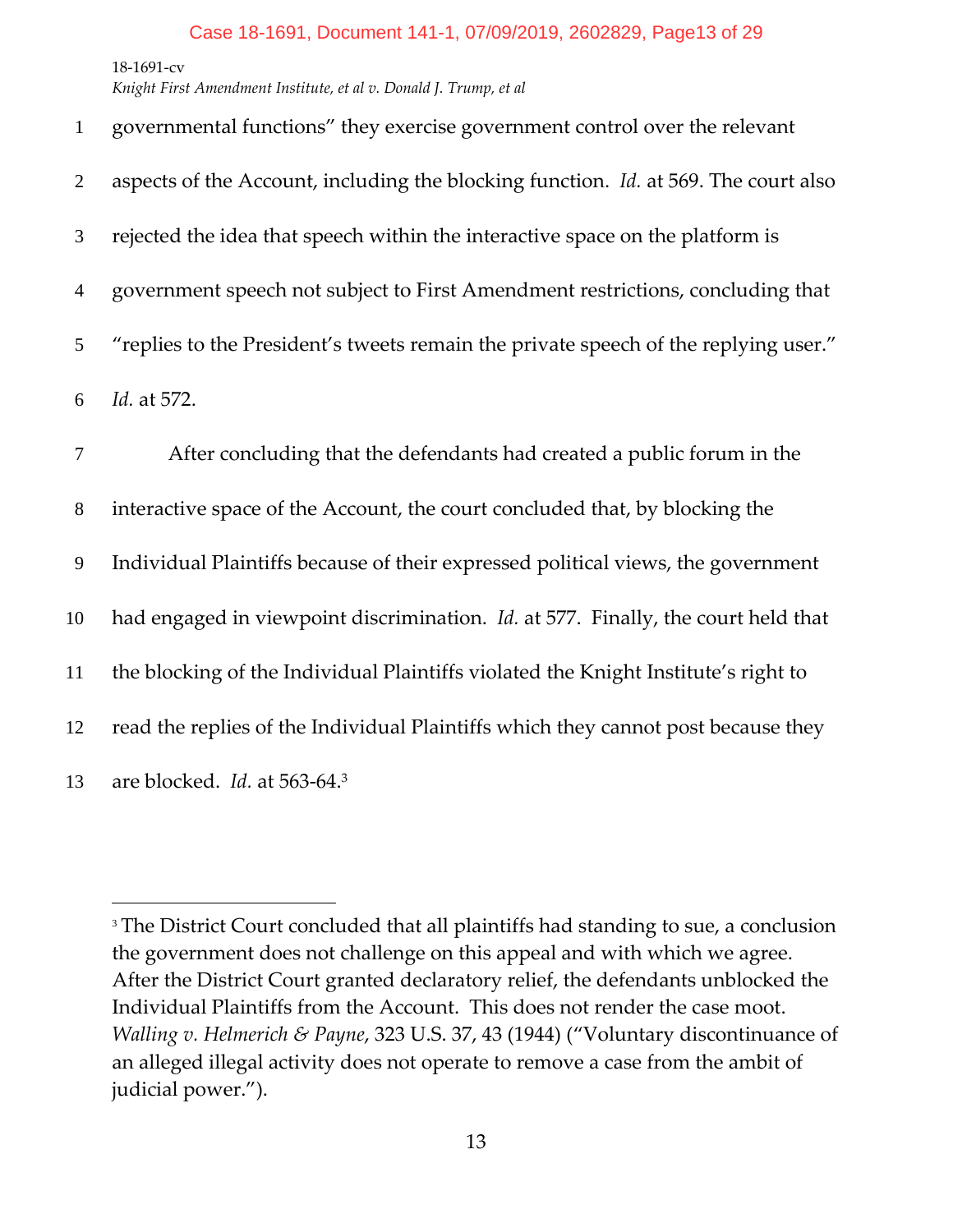governmental functions" they exercise government control over the relevant aspects of the Account, including the blocking function. *Id.* at 569. The court also rejected the idea that speech within the interactive space on the platform is government speech not subject to First Amendment restrictions, concluding that "replies to the President's tweets remain the private speech of the replying user." *Id.* at 572.

After concluding that the defendants had created a public forum in the interactive space of the Account, the court concluded that, by blocking the Individual Plaintiffs because of their expressed political views, the government had engaged in viewpoint discrimination. *Id.* at 577. Finally, the court held that the blocking of the Individual Plaintiffs violated the Knight Institute's right to read the replies of the Individual Plaintiffs which they cannot post because they are blocked. *Id.* at 563-64.[3]

---

[3] The District Court concluded that all plaintiffs had standing to sue, a conclusion the government does not challenge on this appeal and with which we agree. After the District Court granted declaratory relief, the defendants unblocked the Individual Plaintiffs from the Account. This does not render the case moot. *Walling v. Helmerich & Payne*, 323 U.S. 37, 43 (1944) ("Voluntary discontinuance of an alleged illegal activity does not operate to remove a case from the ambit of judicial power.").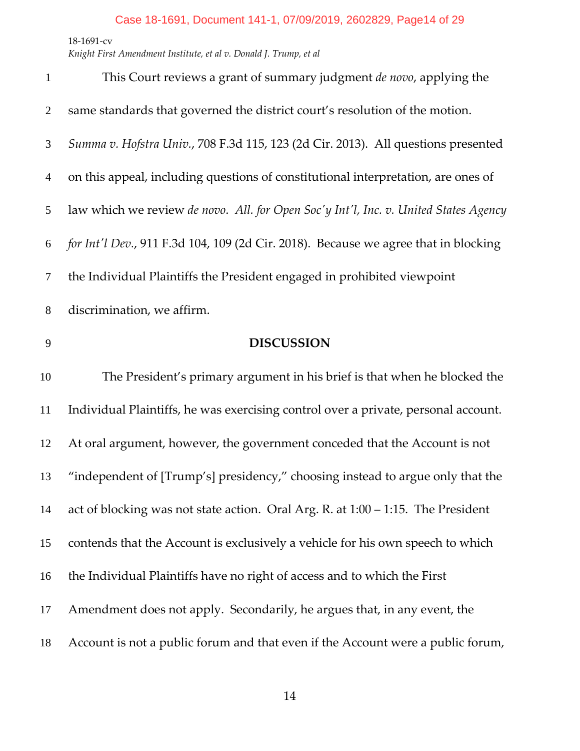This Court reviews a grant of summary judgment *de novo*, applying the same standards that governed the district court's resolution of the motion. *Summa v. Hofstra Univ.*, 708 F.3d 115, 123 (2d Cir. 2013). All questions presented on this appeal, including questions of constitutional interpretation, are ones of law which we review *de novo*. *All. for Open Soc'y Int'l, Inc. v. United States Agency for Int'l Dev.*, 911 F.3d 104, 109 (2d Cir. 2018). Because we agree that in blocking the Individual Plaintiffs the President engaged in prohibited viewpoint discrimination, we affirm.

## DISCUSSION

The President's primary argument in his brief is that when he blocked the Individual Plaintiffs, he was exercising control over a private, personal account. At oral argument, however, the government conceded that the Account is not "independent of [Trump's] presidency," choosing instead to argue only that the act of blocking was not state action. Oral Arg. R. at 1:00 – 1:15. The President contends that the Account is exclusively a vehicle for his own speech to which the Individual Plaintiffs have no right of access and to which the First Amendment does not apply. Secondarily, he argues that, in any event, the Account is not a public forum and that even if the Account were a public forum,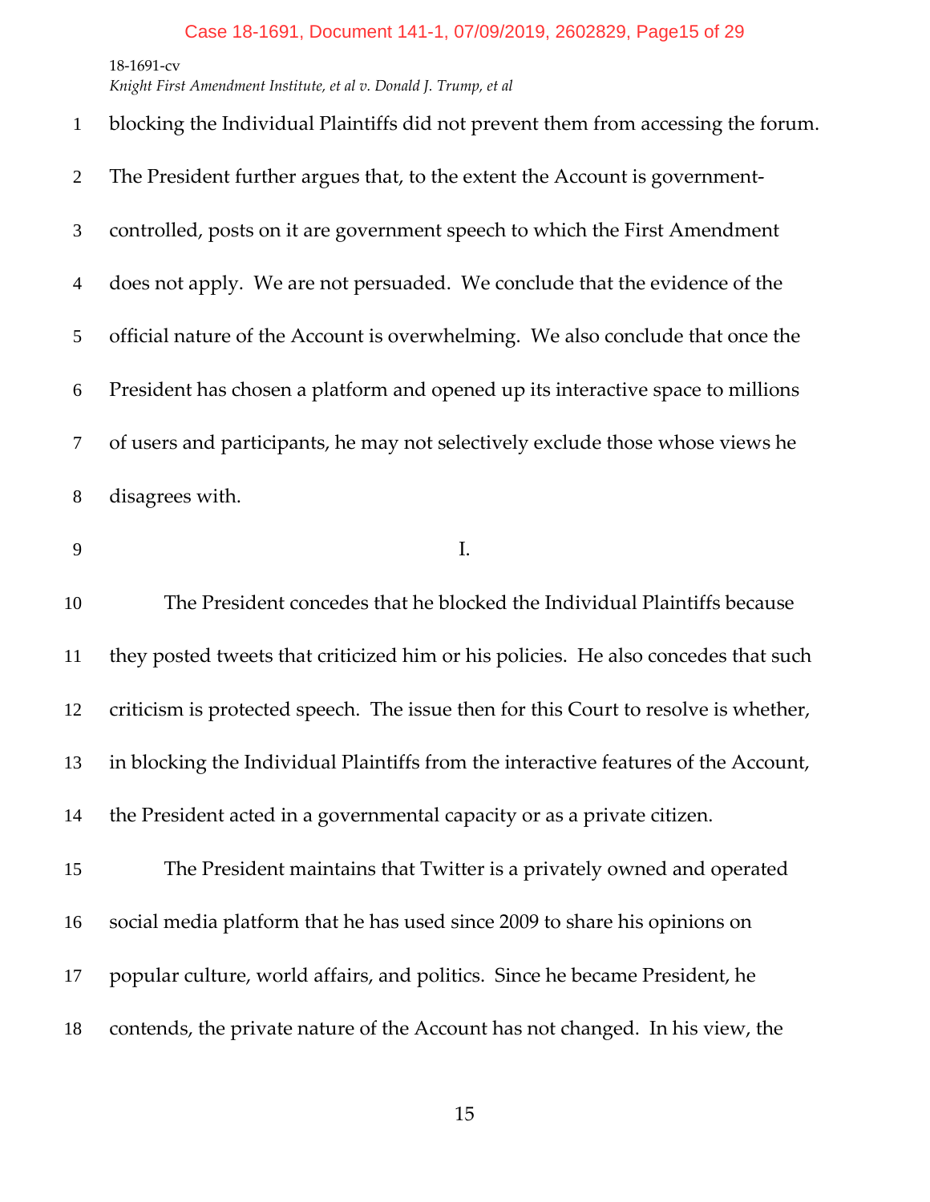blocking the Individual Plaintiffs did not prevent them from accessing the forum. The President further argues that, to the extent the Account is government-controlled, posts on it are government speech to which the First Amendment does not apply. We are not persuaded. We conclude that the evidence of the official nature of the Account is overwhelming. We also conclude that once the President has chosen a platform and opened up its interactive space to millions of users and participants, he may not selectively exclude those whose views he disagrees with.

## I.

The President concedes that he blocked the Individual Plaintiffs because they posted tweets that criticized him or his policies. He also concedes that such criticism is protected speech. The issue then for this Court to resolve is whether, in blocking the Individual Plaintiffs from the interactive features of the Account, the President acted in a governmental capacity or as a private citizen.

The President maintains that Twitter is a privately owned and operated social media platform that he has used since 2009 to share his opinions on popular culture, world affairs, and politics. Since he became President, he contends, the private nature of the Account has not changed. In his view, the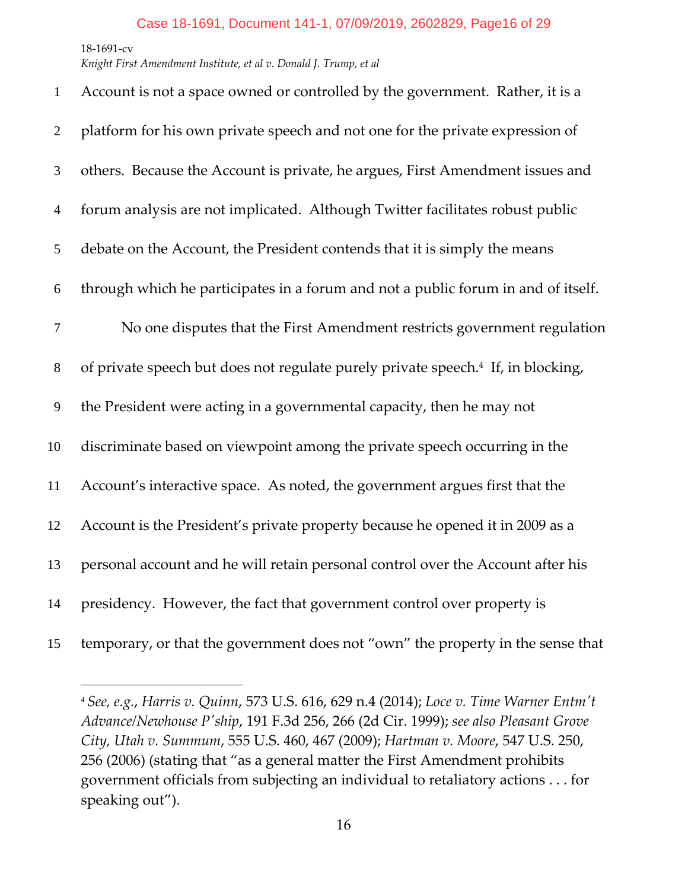Account is not a space owned or controlled by the government. Rather, it is a platform for his own private speech and not one for the private expression of others. Because the Account is private, he argues, First Amendment issues and forum analysis are not implicated. Although Twitter facilitates robust public debate on the Account, the President contends that it is simply the means through which he participates in a forum and not a public forum in and of itself.

No one disputes that the First Amendment restricts government regulation of private speech but does not regulate purely private speech.[4] If, in blocking, the President were acting in a governmental capacity, then he may not discriminate based on viewpoint among the private speech occurring in the Account's interactive space. As noted, the government argues first that the Account is the President's private property because he opened it in 2009 as a personal account and he will retain personal control over the Account after his presidency. However, the fact that government control over property is temporary, or that the government does not "own" the property in the sense that

---

[4] *See, e.g.*, *Harris v. Quinn*, 573 U.S. 616, 629 n.4 (2014); *Loce v. Time Warner Entm't Advance/Newhouse P'ship*, 191 F.3d 256, 266 (2d Cir. 1999); *see also Pleasant Grove City, Utah v. Summum*, 555 U.S. 460, 467 (2009); *Hartman v. Moore*, 547 U.S. 250, 256 (2006) (stating that "as a general matter the First Amendment prohibits government officials from subjecting an individual to retaliatory actions . . . for speaking out").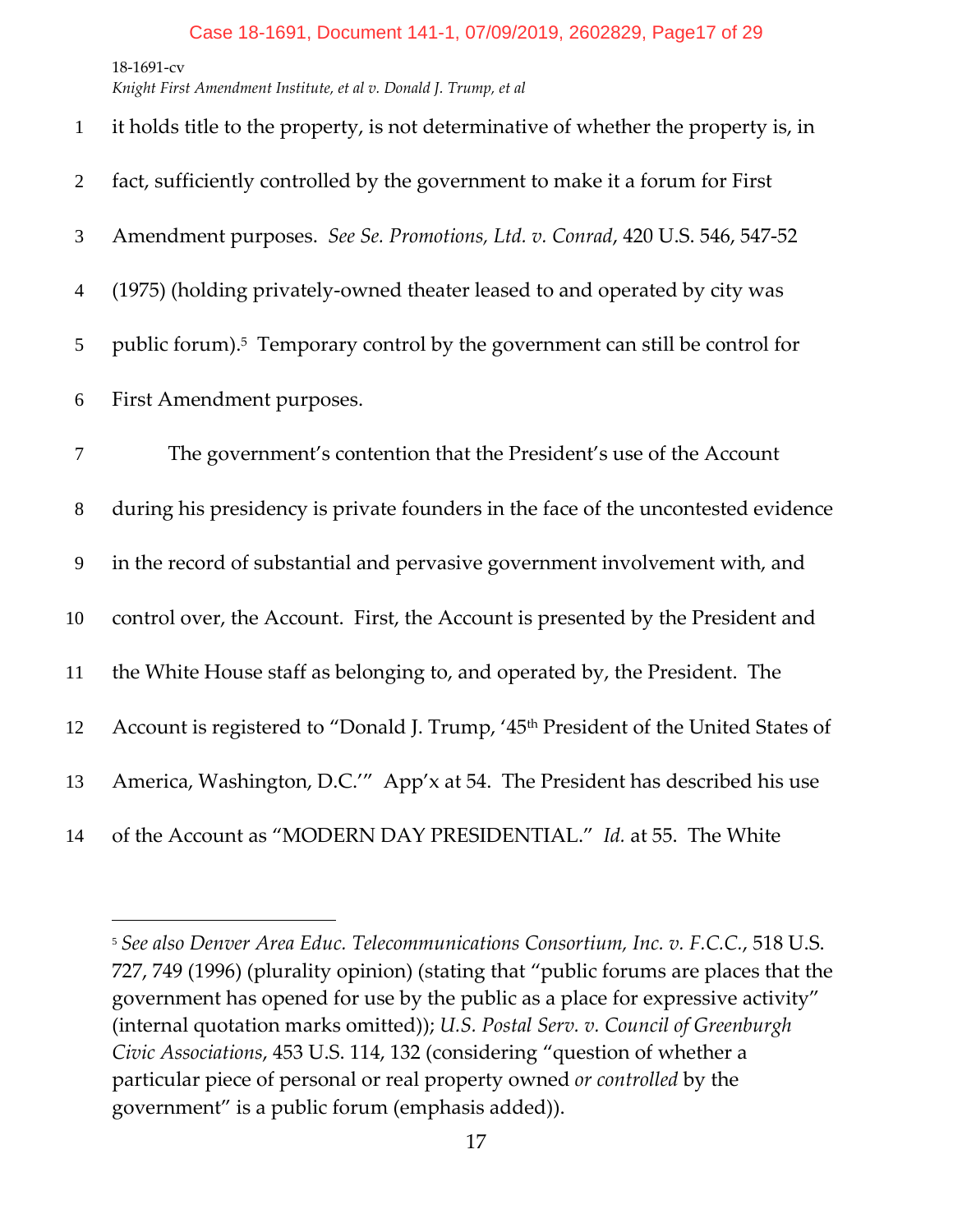it holds title to the property, is not determinative of whether the property is, in fact, sufficiently controlled by the government to make it a forum for First Amendment purposes. *See Se. Promotions, Ltd. v. Conrad*, 420 U.S. 546, 547-52 (1975) (holding privately-owned theater leased to and operated by city was public forum).[5] Temporary control by the government can still be control for First Amendment purposes.

The government's contention that the President's use of the Account during his presidency is private founders in the face of the uncontested evidence in the record of substantial and pervasive government involvement with, and control over, the Account. First, the Account is presented by the President and the White House staff as belonging to, and operated by, the President. The Account is registered to "Donald J. Trump, '45th President of the United States of America, Washington, D.C.'" App'x at 54. The President has described his use of the Account as "MODERN DAY PRESIDENTIAL." *Id.* at 55. The White

---

[5] *See also Denver Area Educ. Telecommunications Consortium, Inc. v. F.C.C.*, 518 U.S. 727, 749 (1996) (plurality opinion) (stating that "public forums are places that the government has opened for use by the public as a place for expressive activity" (internal quotation marks omitted)); *U.S. Postal Serv. v. Council of Greenburgh Civic Associations*, 453 U.S. 114, 132 (considering "question of whether a particular piece of personal or real property owned *or controlled* by the government" is a public forum (emphasis added)).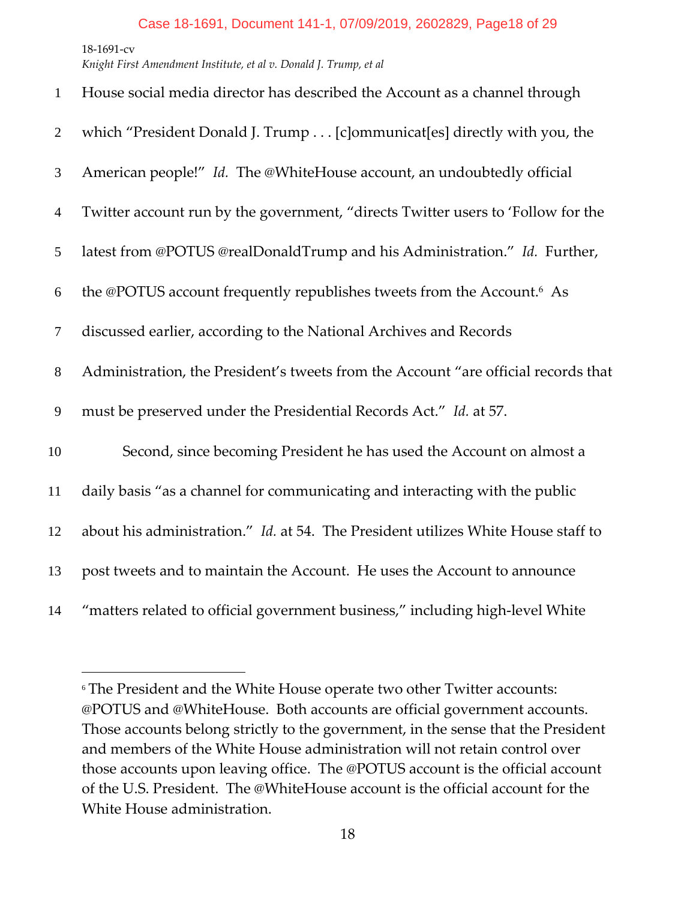House social media director has described the Account as a channel through which "President Donald J. Trump . . . [c]ommunicat[es] directly with you, the American people!" *Id.* The @WhiteHouse account, an undoubtedly official Twitter account run by the government, "directs Twitter users to 'Follow for the latest from @POTUS @realDonaldTrump and his Administration." *Id.* Further, the @POTUS account frequently republishes tweets from the Account.[6] As discussed earlier, according to the National Archives and Records Administration, the President's tweets from the Account "are official records that must be preserved under the Presidential Records Act." *Id.* at 57.

Second, since becoming President he has used the Account on almost a daily basis "as a channel for communicating and interacting with the public about his administration." *Id.* at 54. The President utilizes White House staff to post tweets and to maintain the Account. He uses the Account to announce "matters related to official government business," including high-level White

---

[6] The President and the White House operate two other Twitter accounts: @POTUS and @WhiteHouse. Both accounts are official government accounts. Those accounts belong strictly to the government, in the sense that the President and members of the White House administration will not retain control over those accounts upon leaving office. The @POTUS account is the official account of the U.S. President. The @WhiteHouse account is the official account for the White House administration.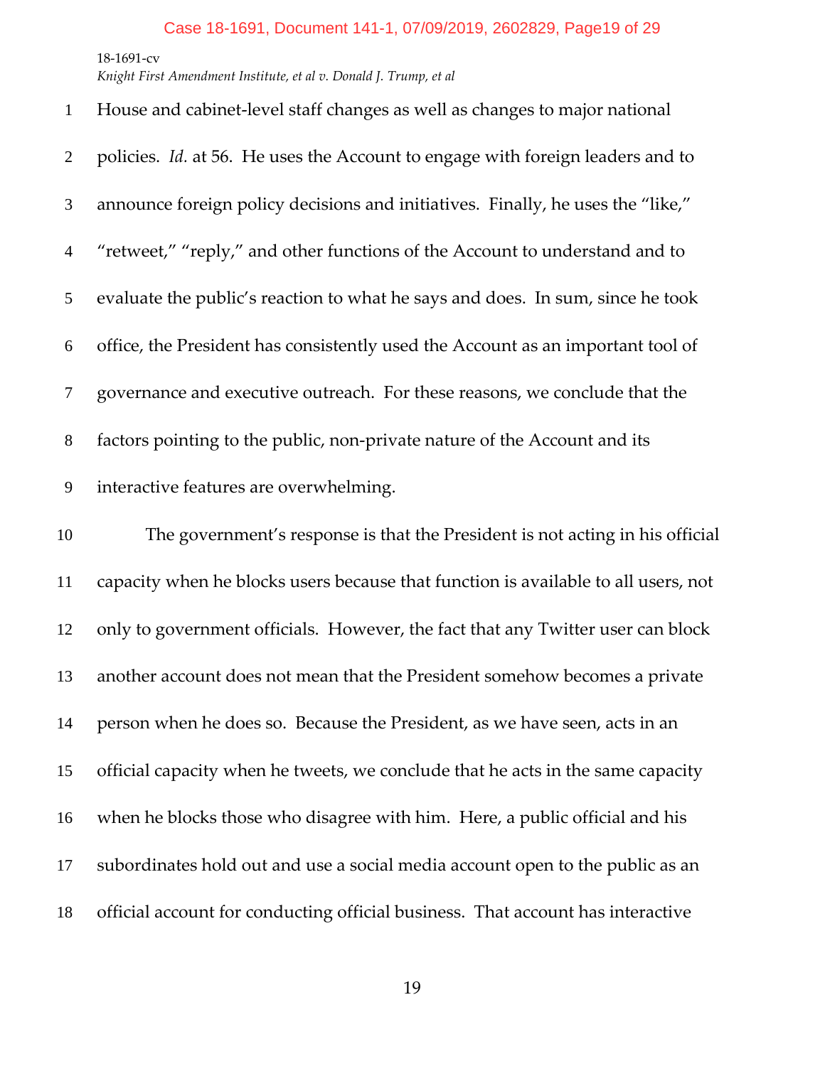House and cabinet-level staff changes as well as changes to major national policies. *Id.* at 56. He uses the Account to engage with foreign leaders and to announce foreign policy decisions and initiatives. Finally, he uses the "like," "retweet," "reply," and other functions of the Account to understand and to evaluate the public's reaction to what he says and does. In sum, since he took office, the President has consistently used the Account as an important tool of governance and executive outreach. For these reasons, we conclude that the factors pointing to the public, non-private nature of the Account and its interactive features are overwhelming.

The government's response is that the President is not acting in his official capacity when he blocks users because that function is available to all users, not only to government officials. However, the fact that any Twitter user can block another account does not mean that the President somehow becomes a private person when he does so. Because the President, as we have seen, acts in an official capacity when he tweets, we conclude that he acts in the same capacity when he blocks those who disagree with him. Here, a public official and his subordinates hold out and use a social media account open to the public as an official account for conducting official business. That account has interactive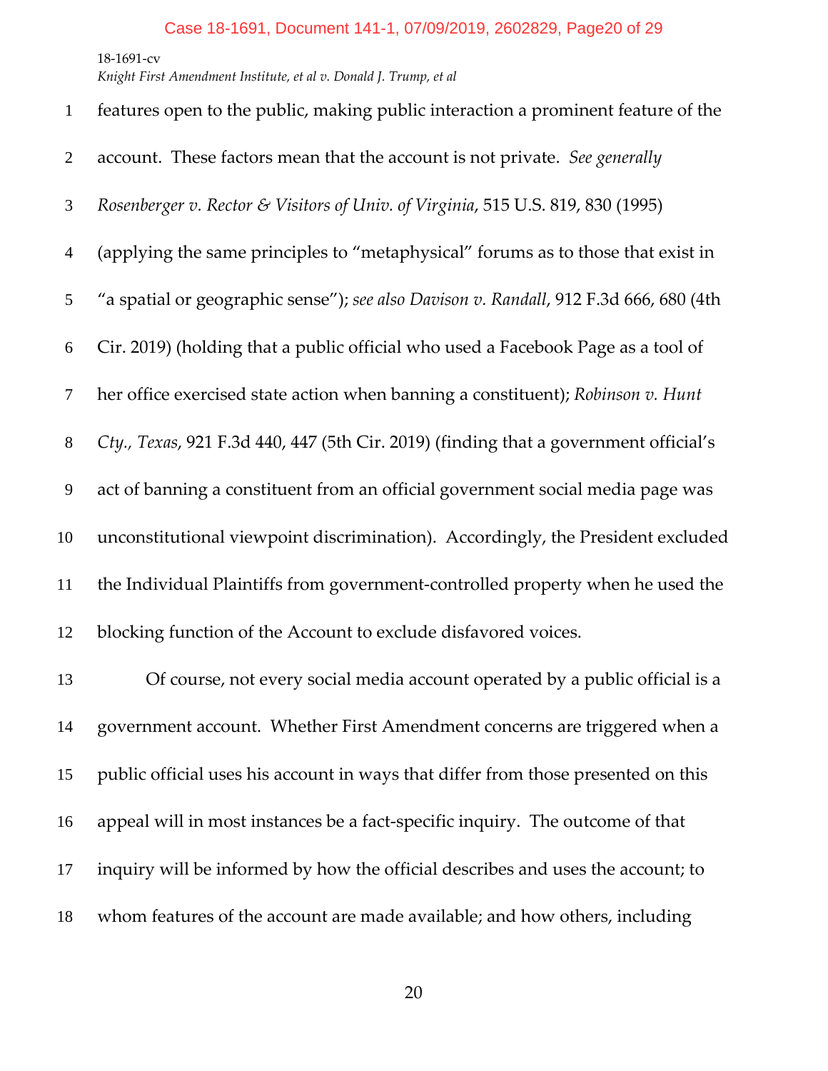features open to the public, making public interaction a prominent feature of the account. These factors mean that the account is not private. *See generally Rosenberger v. Rector & Visitors of Univ. of Virginia*, 515 U.S. 819, 830 (1995) (applying the same principles to "metaphysical" forums as to those that exist in "a spatial or geographic sense"); *see also Davison v. Randall*, 912 F.3d 666, 680 (4th Cir. 2019) (holding that a public official who used a Facebook Page as a tool of her office exercised state action when banning a constituent); *Robinson v. Hunt Cty., Texas*, 921 F.3d 440, 447 (5th Cir. 2019) (finding that a government official's act of banning a constituent from an official government social media page was unconstitutional viewpoint discrimination). Accordingly, the President excluded the Individual Plaintiffs from government-controlled property when he used the blocking function of the Account to exclude disfavored voices.

Of course, not every social media account operated by a public official is a government account. Whether First Amendment concerns are triggered when a public official uses his account in ways that differ from those presented on this appeal will in most instances be a fact-specific inquiry. The outcome of that inquiry will be informed by how the official describes and uses the account; to whom features of the account are made available; and how others, including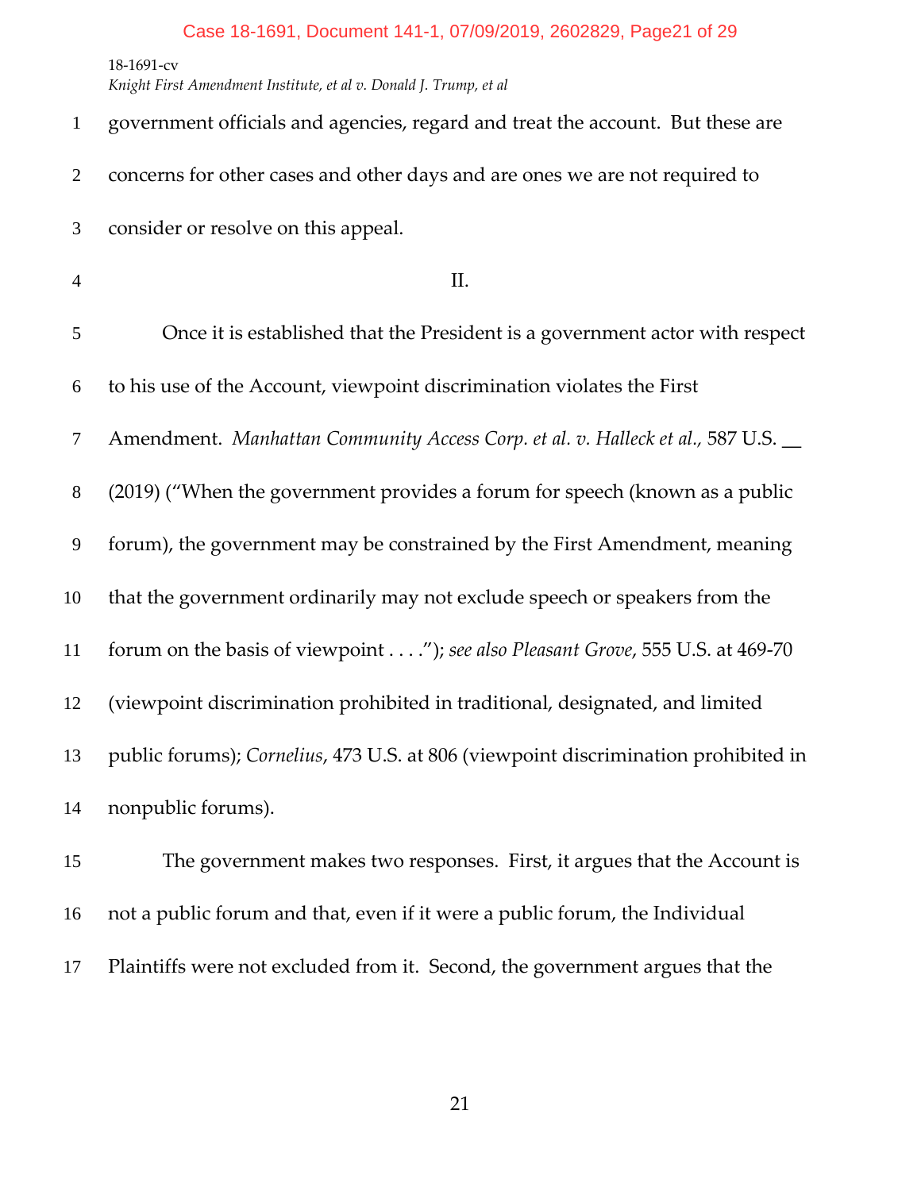government officials and agencies, regard and treat the account. But these are concerns for other cases and other days and are ones we are not required to consider or resolve on this appeal.

## II.

Once it is established that the President is a government actor with respect to his use of the Account, viewpoint discrimination violates the First Amendment. *Manhattan Community Access Corp. et al. v. Halleck et al.*, 587 U.S. __ (2019) ("When the government provides a forum for speech (known as a public forum), the government may be constrained by the First Amendment, meaning that the government ordinarily may not exclude speech or speakers from the forum on the basis of viewpoint . . . ."); *see also Pleasant Grove*, 555 U.S. at 469-70 (viewpoint discrimination prohibited in traditional, designated, and limited public forums); *Cornelius*, 473 U.S. at 806 (viewpoint discrimination prohibited in nonpublic forums).

The government makes two responses. First, it argues that the Account is not a public forum and that, even if it were a public forum, the Individual Plaintiffs were not excluded from it. Second, the government argues that the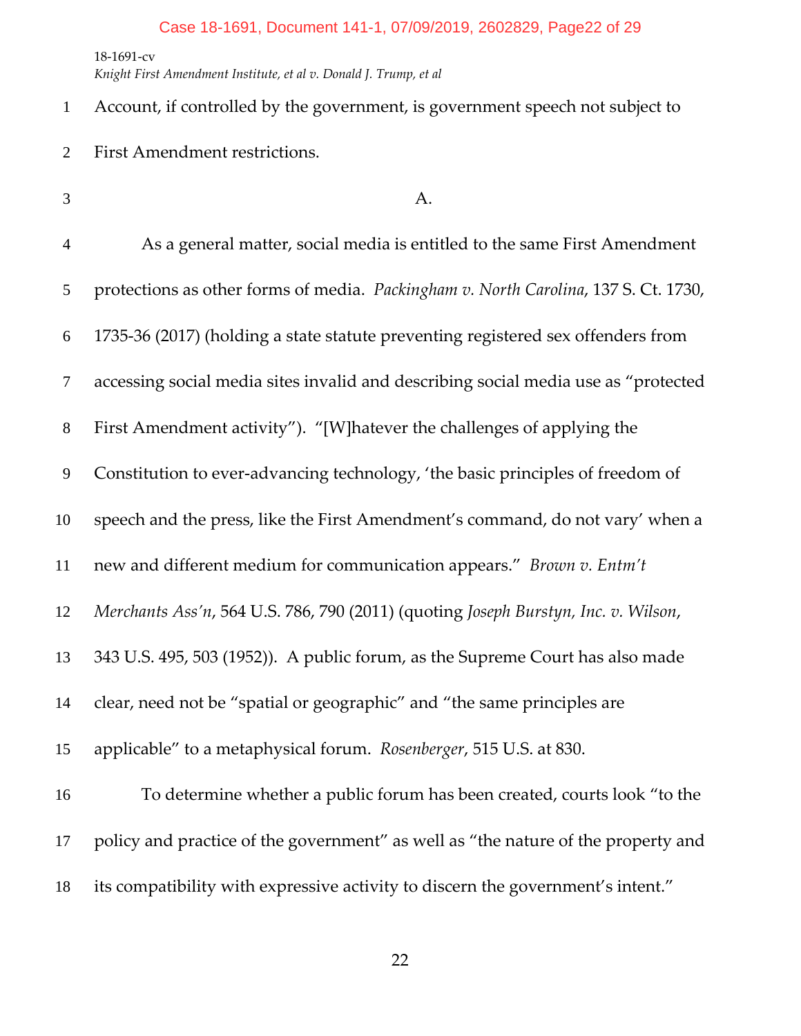Account, if controlled by the government, is government speech not subject to First Amendment restrictions.

A.

As a general matter, social media is entitled to the same First Amendment protections as other forms of media. *Packingham v. North Carolina*, 137 S. Ct. 1730, 1735-36 (2017) (holding a state statute preventing registered sex offenders from accessing social media sites invalid and describing social media use as "protected First Amendment activity"). "[W]hatever the challenges of applying the Constitution to ever-advancing technology, 'the basic principles of freedom of speech and the press, like the First Amendment's command, do not vary' when a new and different medium for communication appears." *Brown v. Entm't Merchants Ass'n*, 564 U.S. 786, 790 (2011) (quoting *Joseph Burstyn, Inc. v. Wilson*, 343 U.S. 495, 503 (1952)). A public forum, as the Supreme Court has also made clear, need not be "spatial or geographic" and "the same principles are applicable" to a metaphysical forum. *Rosenberger*, 515 U.S. at 830.

To determine whether a public forum has been created, courts look "to the policy and practice of the government" as well as "the nature of the property and its compatibility with expressive activity to discern the government's intent."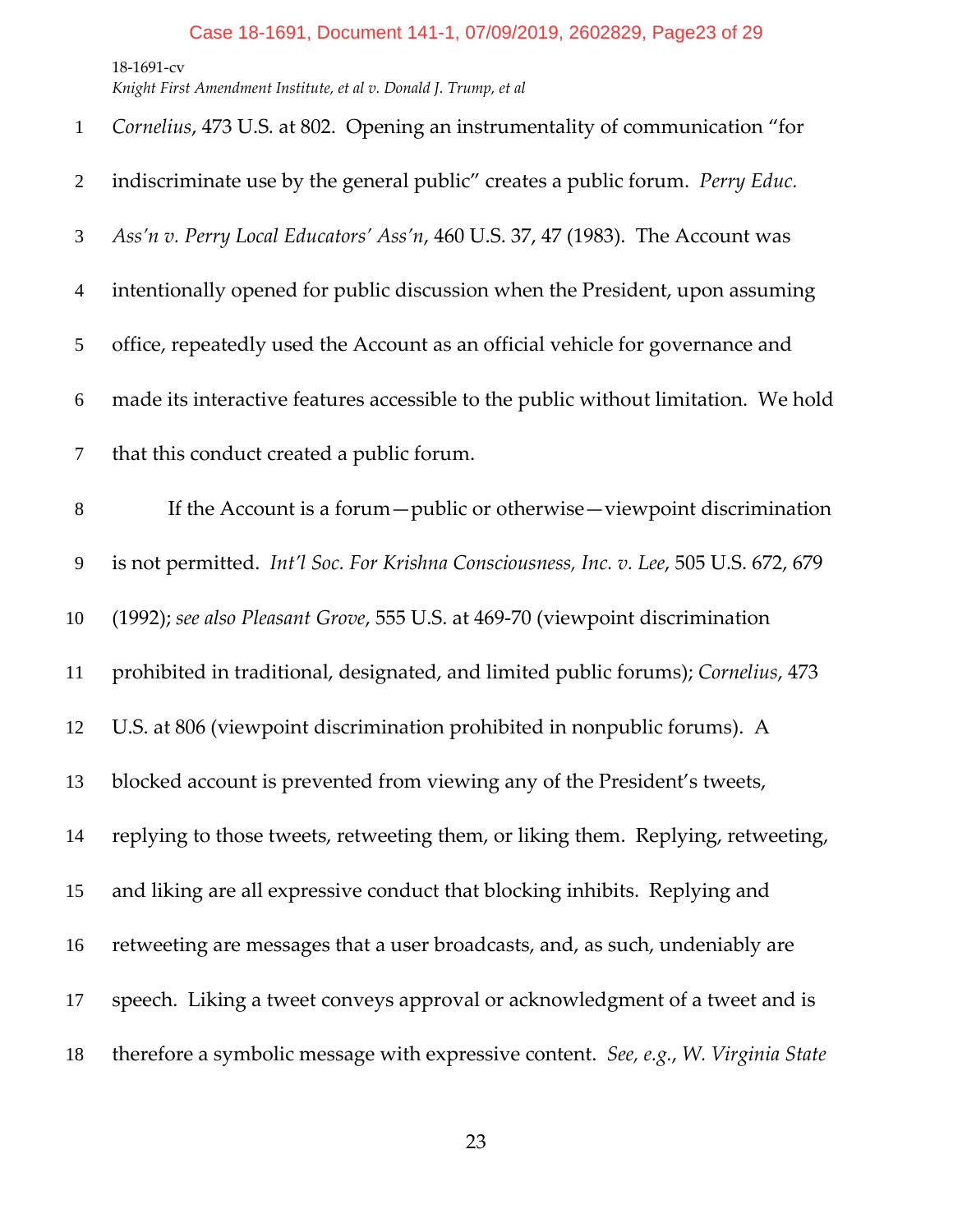*Cornelius*, 473 U.S. at 802. Opening an instrumentality of communication "for indiscriminate use by the general public" creates a public forum. *Perry Educ. Ass'n v. Perry Local Educators' Ass'n*, 460 U.S. 37, 47 (1983). The Account was intentionally opened for public discussion when the President, upon assuming office, repeatedly used the Account as an official vehicle for governance and made its interactive features accessible to the public without limitation. We hold that this conduct created a public forum.

If the Account is a forum—public or otherwise—viewpoint discrimination is not permitted. *Int'l Soc. For Krishna Consciousness, Inc. v. Lee*, 505 U.S. 672, 679 (1992); *see also Pleasant Grove*, 555 U.S. at 469-70 (viewpoint discrimination prohibited in traditional, designated, and limited public forums); *Cornelius*, 473 U.S. at 806 (viewpoint discrimination prohibited in nonpublic forums). A blocked account is prevented from viewing any of the President's tweets, replying to those tweets, retweeting them, or liking them. Replying, retweeting, and liking are all expressive conduct that blocking inhibits. Replying and retweeting are messages that a user broadcasts, and, as such, undeniably are speech. Liking a tweet conveys approval or acknowledgment of a tweet and is therefore a symbolic message with expressive content. *See, e.g.*, *W. Virginia State*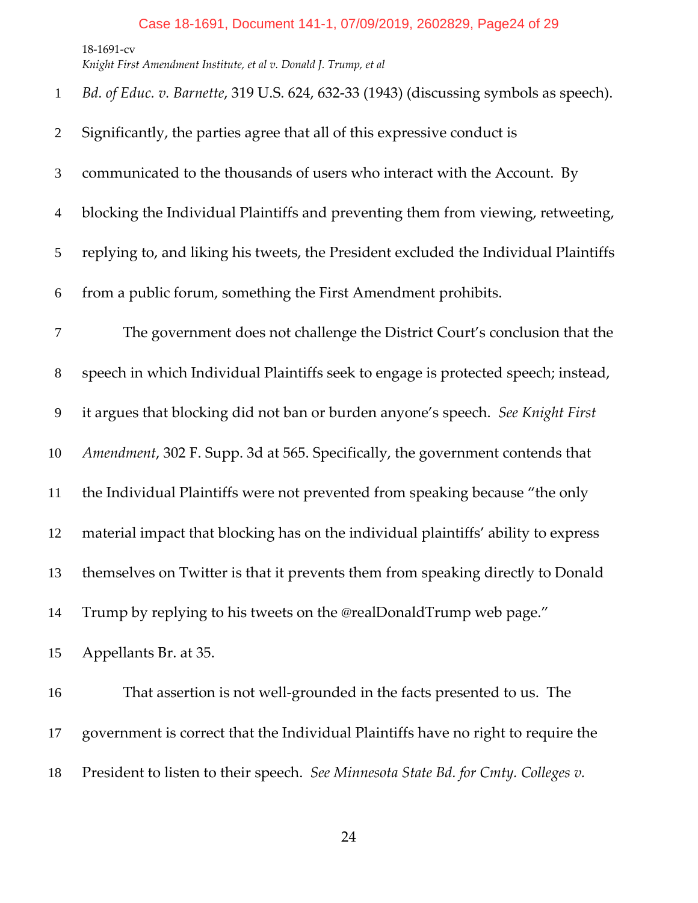*Bd. of Educ. v. Barnette*, 319 U.S. 624, 632-33 (1943) (discussing symbols as speech). Significantly, the parties agree that all of this expressive conduct is communicated to the thousands of users who interact with the Account. By blocking the Individual Plaintiffs and preventing them from viewing, retweeting, replying to, and liking his tweets, the President excluded the Individual Plaintiffs from a public forum, something the First Amendment prohibits.

The government does not challenge the District Court's conclusion that the speech in which Individual Plaintiffs seek to engage is protected speech; instead, it argues that blocking did not ban or burden anyone's speech. *See Knight First Amendment*, 302 F. Supp. 3d at 565. Specifically, the government contends that the Individual Plaintiffs were not prevented from speaking because "the only material impact that blocking has on the individual plaintiffs' ability to express themselves on Twitter is that it prevents them from speaking directly to Donald Trump by replying to his tweets on the @realDonaldTrump web page." Appellants Br. at 35.

That assertion is not well-grounded in the facts presented to us. The government is correct that the Individual Plaintiffs have no right to require the President to listen to their speech. *See Minnesota State Bd. for Cmty. Colleges v.*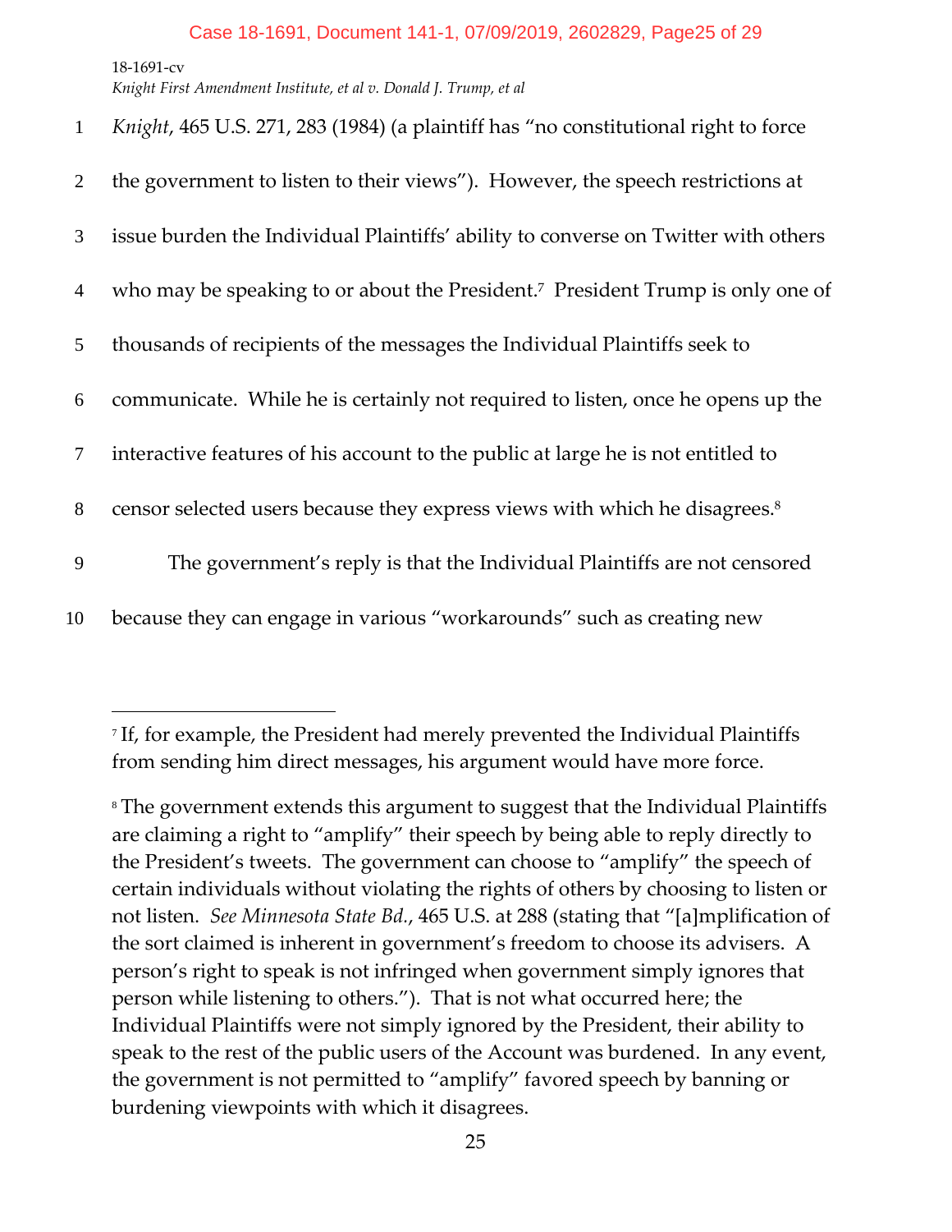*Knight*, 465 U.S. 271, 283 (1984) (a plaintiff has "no constitutional right to force the government to listen to their views"). However, the speech restrictions at issue burden the Individual Plaintiffs' ability to converse on Twitter with others who may be speaking to or about the President.[7] President Trump is only one of thousands of recipients of the messages the Individual Plaintiffs seek to communicate. While he is certainly not required to listen, once he opens up the interactive features of his account to the public at large he is not entitled to censor selected users because they express views with which he disagrees.[8]

The government's reply is that the Individual Plaintiffs are not censored because they can engage in various "workarounds" such as creating new

---

[7] If, for example, the President had merely prevented the Individual Plaintiffs from sending him direct messages, his argument would have more force.

[8] The government extends this argument to suggest that the Individual Plaintiffs are claiming a right to "amplify" their speech by being able to reply directly to the President's tweets. The government can choose to "amplify" the speech of certain individuals without violating the rights of others by choosing to listen or not listen. *See Minnesota State Bd.*, 465 U.S. at 288 (stating that "[a]mplification of the sort claimed is inherent in government's freedom to choose its advisers. A person's right to speak is not infringed when government simply ignores that person while listening to others."). That is not what occurred here; the Individual Plaintiffs were not simply ignored by the President, their ability to speak to the rest of the public users of the Account was burdened. In any event, the government is not permitted to "amplify" favored speech by banning or burdening viewpoints with which it disagrees.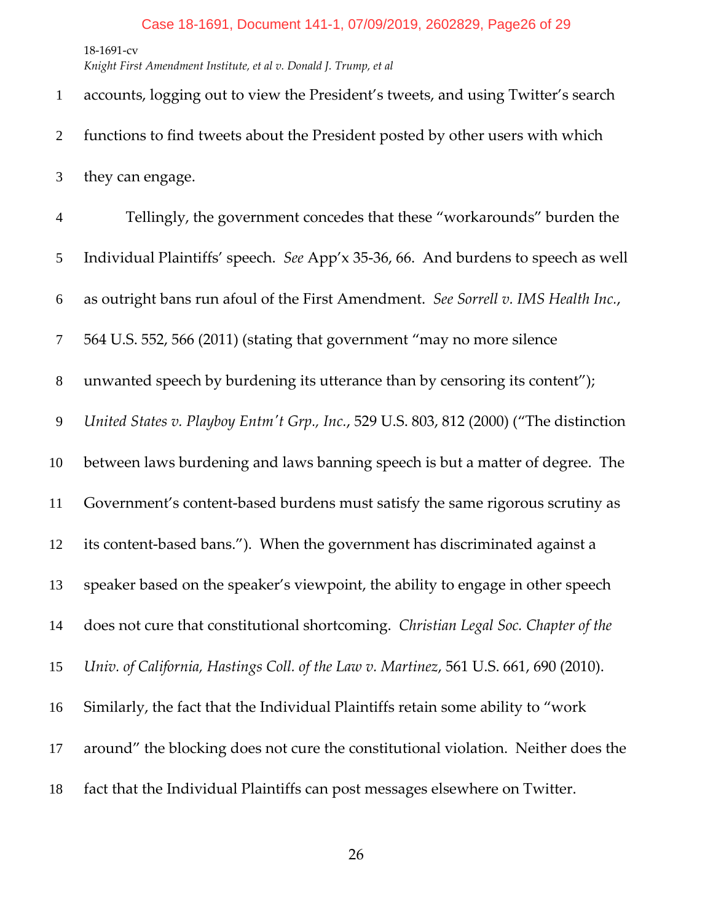accounts, logging out to view the President's tweets, and using Twitter's search functions to find tweets about the President posted by other users with which they can engage.

Tellingly, the government concedes that these "workarounds" burden the Individual Plaintiffs' speech. *See* App'x 35-36, 66. And burdens to speech as well as outright bans run afoul of the First Amendment. *See Sorrell v. IMS Health Inc.*, 564 U.S. 552, 566 (2011) (stating that government "may no more silence unwanted speech by burdening its utterance than by censoring its content"); *United States v. Playboy Entm't Grp., Inc.*, 529 U.S. 803, 812 (2000) ("The distinction between laws burdening and laws banning speech is but a matter of degree. The Government's content-based burdens must satisfy the same rigorous scrutiny as its content-based bans."). When the government has discriminated against a speaker based on the speaker's viewpoint, the ability to engage in other speech does not cure that constitutional shortcoming. *Christian Legal Soc. Chapter of the Univ. of California, Hastings Coll. of the Law v. Martinez*, 561 U.S. 661, 690 (2010). Similarly, the fact that the Individual Plaintiffs retain some ability to "work around" the blocking does not cure the constitutional violation. Neither does the fact that the Individual Plaintiffs can post messages elsewhere on Twitter.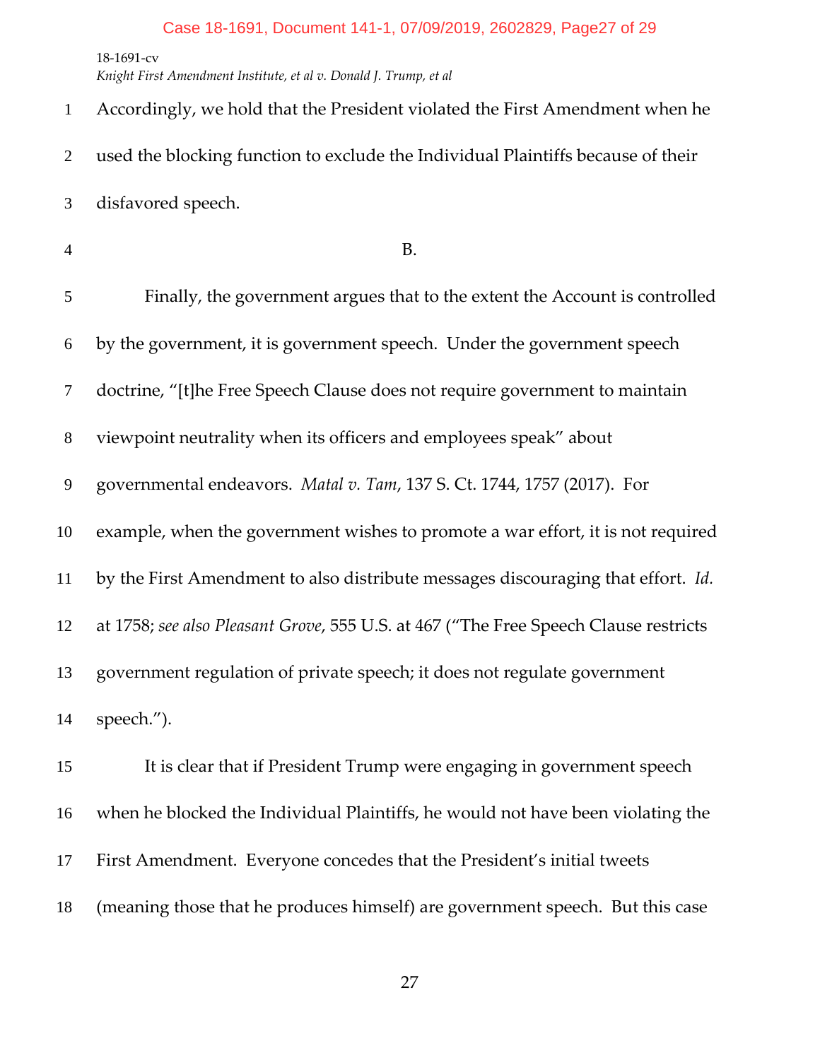Accordingly, we hold that the President violated the First Amendment when he used the blocking function to exclude the Individual Plaintiffs because of their disfavored speech.

B.

Finally, the government argues that to the extent the Account is controlled by the government, it is government speech. Under the government speech doctrine, "[t]he Free Speech Clause does not require government to maintain viewpoint neutrality when its officers and employees speak" about governmental endeavors. *Matal v. Tam*, 137 S. Ct. 1744, 1757 (2017). For example, when the government wishes to promote a war effort, it is not required by the First Amendment to also distribute messages discouraging that effort. *Id.* at 1758; *see also Pleasant Grove*, 555 U.S. at 467 ("The Free Speech Clause restricts government regulation of private speech; it does not regulate government speech.").

It is clear that if President Trump were engaging in government speech when he blocked the Individual Plaintiffs, he would not have been violating the First Amendment. Everyone concedes that the President's initial tweets (meaning those that he produces himself) are government speech. But this case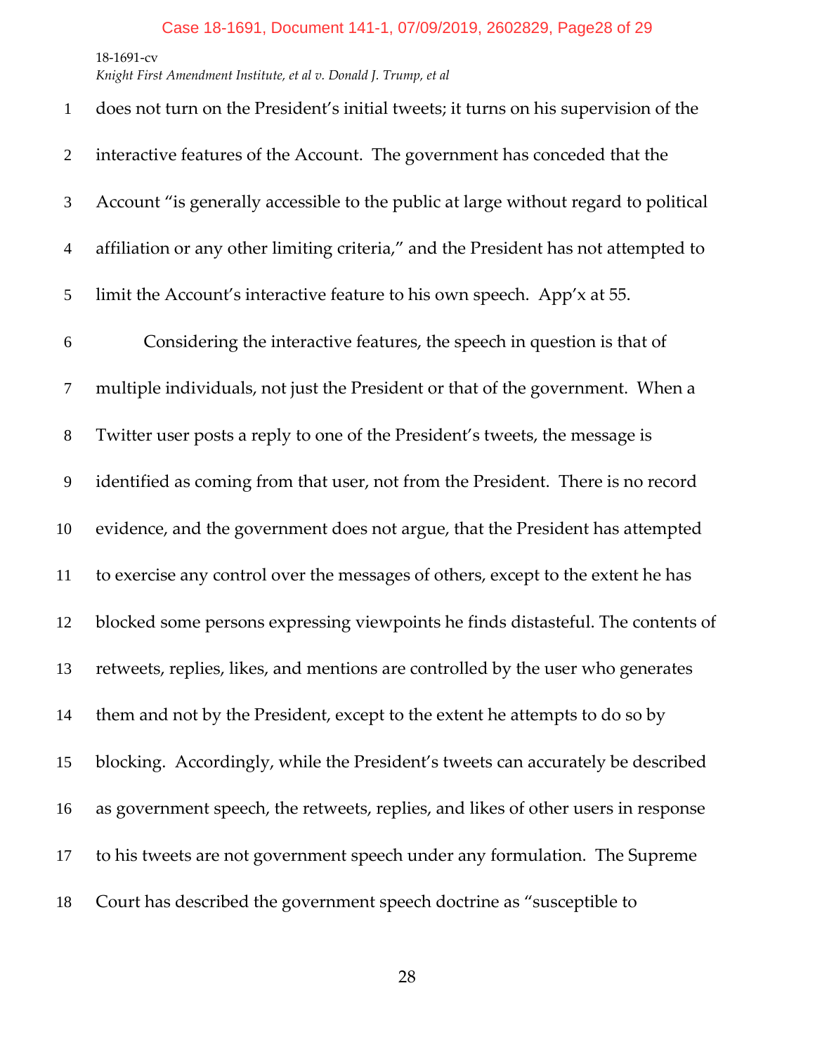does not turn on the President's initial tweets; it turns on his supervision of the interactive features of the Account. The government has conceded that the Account "is generally accessible to the public at large without regard to political affiliation or any other limiting criteria," and the President has not attempted to limit the Account's interactive feature to his own speech. App'x at 55.

Considering the interactive features, the speech in question is that of multiple individuals, not just the President or that of the government. When a Twitter user posts a reply to one of the President's tweets, the message is identified as coming from that user, not from the President. There is no record evidence, and the government does not argue, that the President has attempted to exercise any control over the messages of others, except to the extent he has blocked some persons expressing viewpoints he finds distasteful. The contents of retweets, replies, likes, and mentions are controlled by the user who generates them and not by the President, except to the extent he attempts to do so by blocking. Accordingly, while the President's tweets can accurately be described as government speech, the retweets, replies, and likes of other users in response to his tweets are not government speech under any formulation. The Supreme Court has described the government speech doctrine as "susceptible to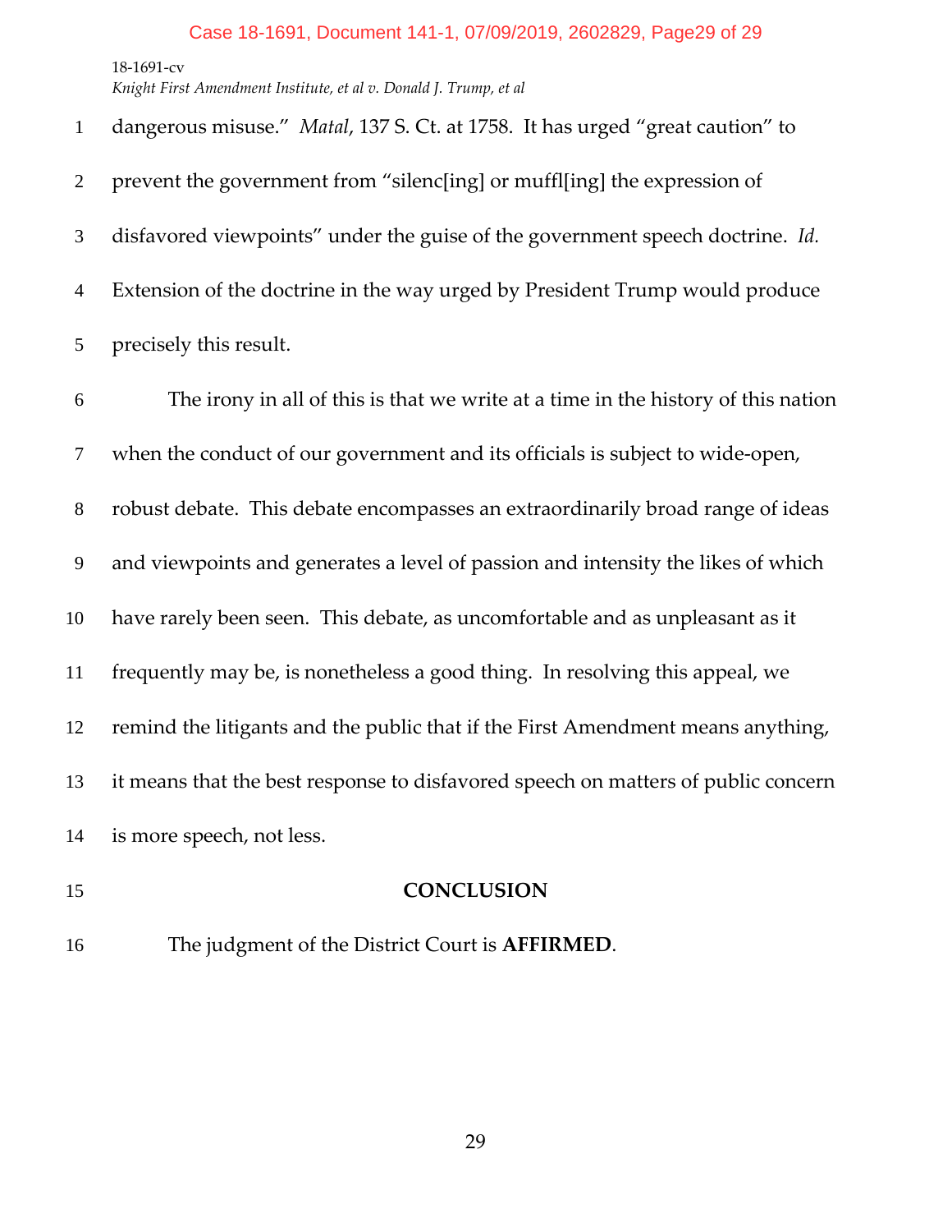dangerous misuse." *Matal*, 137 S. Ct. at 1758. It has urged "great caution" to prevent the government from "silenc[ing] or muffl[ing] the expression of disfavored viewpoints" under the guise of the government speech doctrine. *Id.* Extension of the doctrine in the way urged by President Trump would produce precisely this result.

The irony in all of this is that we write at a time in the history of this nation when the conduct of our government and its officials is subject to wide-open, robust debate. This debate encompasses an extraordinarily broad range of ideas and viewpoints and generates a level of passion and intensity the likes of which have rarely been seen. This debate, as uncomfortable and as unpleasant as it frequently may be, is nonetheless a good thing. In resolving this appeal, we remind the litigants and the public that if the First Amendment means anything, it means that the best response to disfavored speech on matters of public concern is more speech, not less.

## CONCLUSION

The judgment of the District Court is **AFFIRMED**.